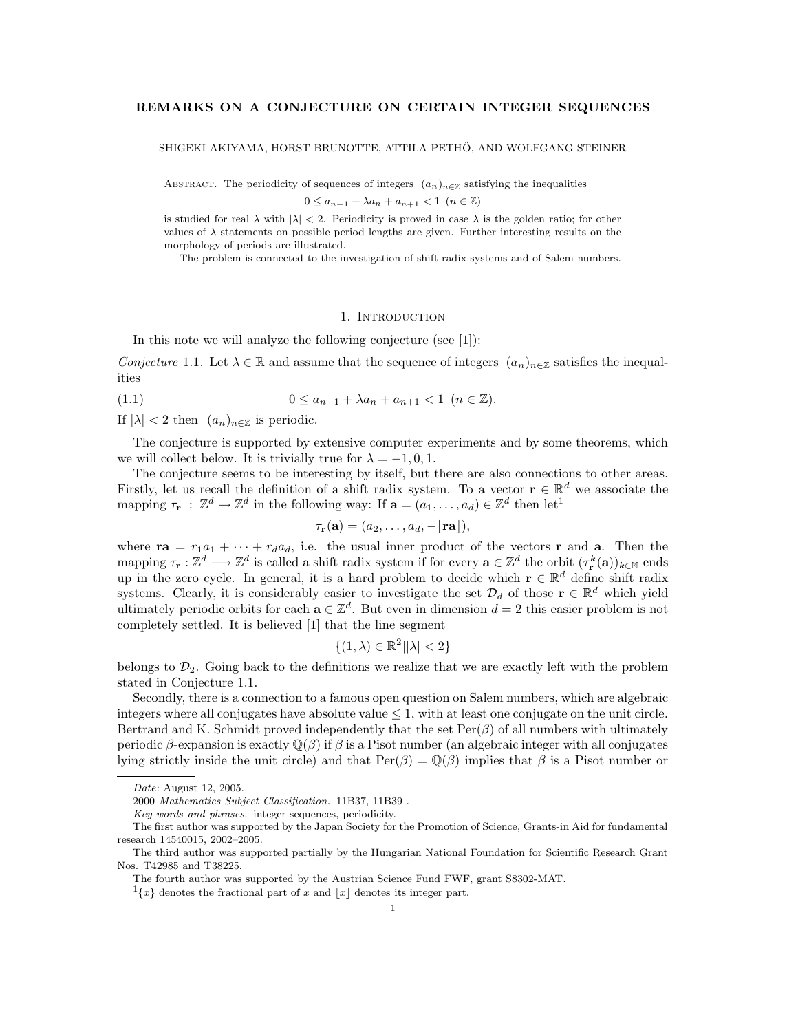# REMARKS ON A CONJECTURE ON CERTAIN INTEGER SEQUENCES

SHIGEKI AKIYAMA, HORST BRUNOTTE, ATTILA PETHŐ, AND WOLFGANG STEINER

Abstract. The periodicity of sequences of integers $(a_n)_{n\in\mathbb{Z}}$ satisfying the inequalities

$$0 \le a_{n-1} + \lambda a_n + a_{n+1} < 1 \ (n \in \mathbb{Z})$$

is studied for real $\lambda$ with $|\lambda| < 2$. Periodicity is proved in case $\lambda$ is the golden ratio; for other values of $\lambda$ statements on possible period lengths are given. Further interesting results on the morphology of periods are illustrated.

The problem is connected to the investigation of shift radix systems and of Salem numbers.

## 1. Introduction

In this note we will analyze the following conjecture (see [1]):

*Conjecture* 1.1. Let $\lambda \in \mathbb{R}$ and assume that the sequence of integers $(a_n)_{n\in\mathbb{Z}}$ satisfies the inequalities

$$0 \le a_{n-1} + \lambda a_n + a_{n+1} < 1 \ (n \in \mathbb{Z}). \tag{1.1}$$

If $|\lambda| < 2$ then $(a_n)_{n\in\mathbb{Z}}$ is periodic.

The conjecture is supported by extensive computer experiments and by some theorems, which we will collect below. It is trivially true for $\lambda = -1, 0, 1$.

The conjecture seems to be interesting by itself, but there are also connections to other areas. Firstly, let us recall the definition of a shift radix system. To a vector $\mathbf{r} \in \mathbb{R}^d$ we associate the mapping $\tau_{\mathbf{r}} : \mathbb{Z}^d \to \mathbb{Z}^d$ in the following way: If $\mathbf{a} = (a_1, \ldots, a_d) \in \mathbb{Z}^d$ then let[1]

$$\tau_{\mathbf{r}}(\mathbf{a}) = (a_2, \ldots, a_d, -\lfloor \mathbf{ra} \rfloor),$$

where $\mathbf{ra} = r_1 a_1 + \cdots + r_d a_d$, i.e. the usual inner product of the vectors $\mathbf{r}$ and $\mathbf{a}$. Then the mapping $\tau_{\mathbf{r}} : \mathbb{Z}^d \longrightarrow \mathbb{Z}^d$ is called a shift radix system if for every $\mathbf{a} \in \mathbb{Z}^d$ the orbit $(\tau_{\mathbf{r}}^k(\mathbf{a}))_{k\in\mathbb{N}}$ ends up in the zero cycle. In general, it is a hard problem to decide which $\mathbf{r} \in \mathbb{R}^d$ define shift radix systems. Clearly, it is considerably easier to investigate the set $\mathcal{D}_d$ of those $\mathbf{r} \in \mathbb{R}^d$ which yield ultimately periodic orbits for each $\mathbf{a} \in \mathbb{Z}^d$. But even in dimension $d = 2$ this easier problem is not completely settled. It is believed [1] that the line segment

$$\{(1, \lambda) \in \mathbb{R}^2 \,|\, |\lambda| < 2\}$$

belongs to $\mathcal{D}_2$. Going back to the definitions we realize that we are exactly left with the problem stated in Conjecture 1.1.

Secondly, there is a connection to a famous open question on Salem numbers, which are algebraic integers where all conjugates have absolute value $\le 1$, with at least one conjugate on the unit circle. Bertrand and K. Schmidt proved independently that the set $\mathrm{Per}(\beta)$ of all numbers with ultimately periodic $\beta$-expansion is exactly $\mathbb{Q}(\beta)$ if $\beta$ is a Pisot number (an algebraic integer with all conjugates lying strictly inside the unit circle) and that $\mathrm{Per}(\beta) = \mathbb{Q}(\beta)$ implies that $\beta$ is a Pisot number or

---

*Date*: August 12, 2005.

2000 *Mathematics Subject Classification.* 11B37, 11B39 .

*Key words and phrases.* integer sequences, periodicity.

The first author was supported by the Japan Society for the Promotion of Science, Grants-in Aid for fundamental research 14540015, 2002–2005.

The third author was supported partially by the Hungarian National Foundation for Scientific Research Grant Nos. T42985 and T38225.

The fourth author was supported by the Austrian Science Fund FWF, grant S8302-MAT.

[1] $\{x\}$ denotes the fractional part of $x$ and $\lfloor x \rfloor$ denotes its integer part.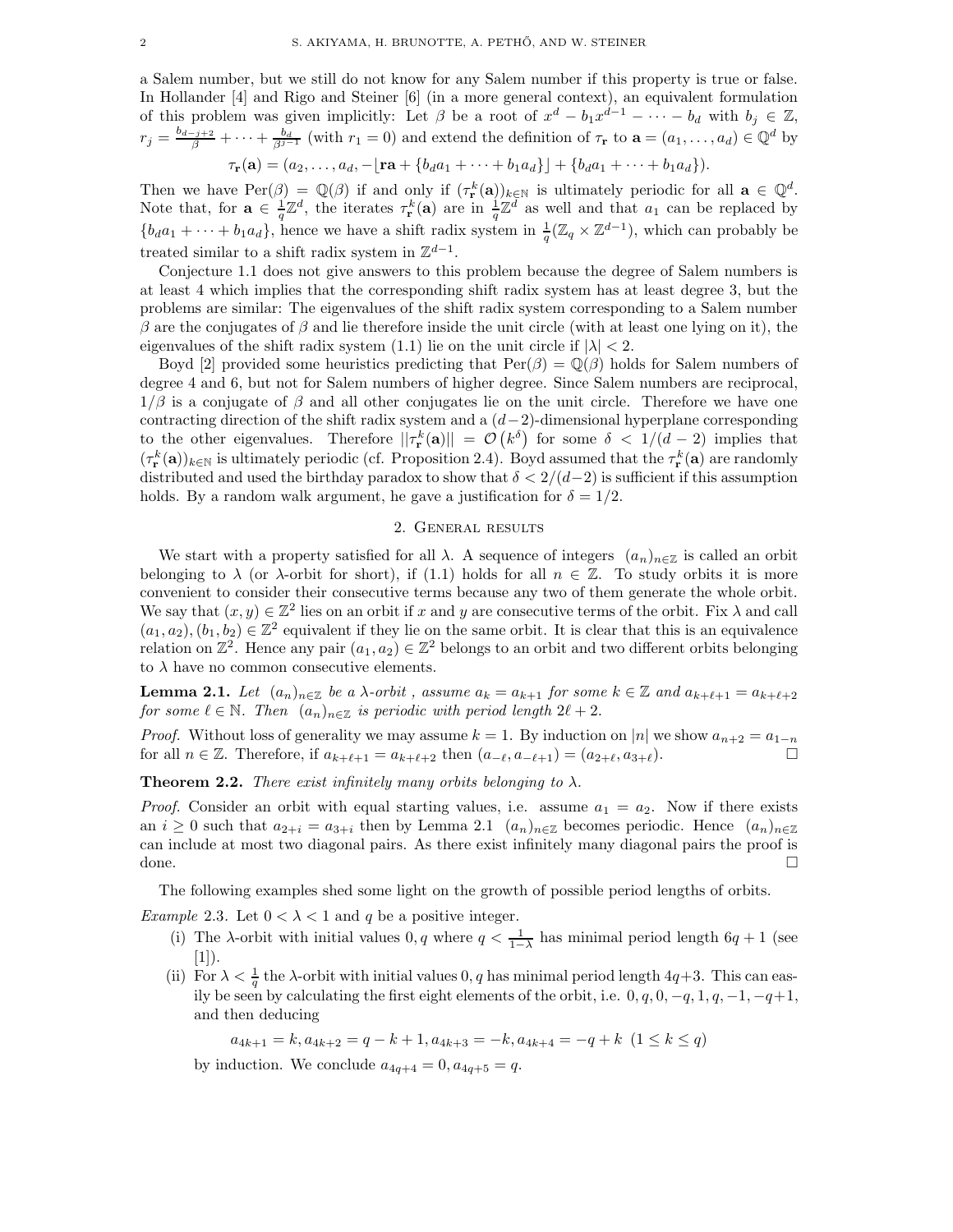a Salem number, but we still do not know for any Salem number if this property is true or false. In Hollander [4] and Rigo and Steiner [6] (in a more general context), an equivalent formulation of this problem was given implicitly: Let $\beta$ be a root of $x^d - b_1 x^{d-1} - \cdots - b_d$ with $b_j \in \mathbb{Z}$, $r_j = \frac{b_{d-j+2}}{\beta} + \cdots + \frac{b_d}{\beta^{j-1}}$ (with $r_1 = 0$) and extend the definition of $\tau_{\mathbf{r}}$ to $\mathbf{a} = (a_1, \ldots, a_d) \in \mathbb{Q}^d$ by

$$\tau_{\mathbf{r}}(\mathbf{a}) = (a_2, \ldots, a_d, -\lfloor \mathbf{ra} + \{b_d a_1 + \cdots + b_1 a_d\} \rfloor + \{b_d a_1 + \cdots + b_1 a_d\}).$$

Then we have $\mathrm{Per}(\beta) = \mathbb{Q}(\beta)$ if and only if $(\tau_{\mathbf{r}}^k(\mathbf{a}))_{k \in \mathbb{N}}$ is ultimately periodic for all $\mathbf{a} \in \mathbb{Q}^d$. Note that, for $\mathbf{a} \in \frac{1}{q}\mathbb{Z}^d$, the iterates $\tau_{\mathbf{r}}^k(\mathbf{a})$ are in $\frac{1}{q}\mathbb{Z}^d$ as well and that $a_1$ can be replaced by $\{b_d a_1 + \cdots + b_1 a_d\}$, hence we have a shift radix system in $\frac{1}{q}(\mathbb{Z}_q \times \mathbb{Z}^{d-1})$, which can probably be treated similar to a shift radix system in $\mathbb{Z}^{d-1}$.

Conjecture 1.1 does not give answers to this problem because the degree of Salem numbers is at least 4 which implies that the corresponding shift radix system has at least degree 3, but the problems are similar: The eigenvalues of the shift radix system corresponding to a Salem number $\beta$ are the conjugates of $\beta$ and lie therefore inside the unit circle (with at least one lying on it), the eigenvalues of the shift radix system (1.1) lie on the unit circle if $|\lambda| < 2$.

Boyd [2] provided some heuristics predicting that $\mathrm{Per}(\beta) = \mathbb{Q}(\beta)$ holds for Salem numbers of degree 4 and 6, but not for Salem numbers of higher degree. Since Salem numbers are reciprocal, $1/\beta$ is a conjugate of $\beta$ and all other conjugates lie on the unit circle. Therefore we have one contracting direction of the shift radix system and a $(d-2)$-dimensional hyperplane corresponding to the other eigenvalues. Therefore $||\tau_{\mathbf{r}}^k(\mathbf{a})|| = \mathcal{O}\left(k^\delta\right)$ for some $\delta < 1/(d-2)$ implies that $(\tau_{\mathbf{r}}^k(\mathbf{a}))_{k \in \mathbb{N}}$ is ultimately periodic (cf. Proposition 2.4). Boyd assumed that the $\tau_{\mathbf{r}}^k(\mathbf{a})$ are randomly distributed and used the birthday paradox to show that $\delta < 2/(d-2)$ is sufficient if this assumption holds. By a random walk argument, he gave a justification for $\delta = 1/2$.

## 2. General results

We start with a property satisfied for all $\lambda$. A sequence of integers $(a_n)_{n \in \mathbb{Z}}$ is called an orbit belonging to $\lambda$ (or $\lambda$-orbit for short), if (1.1) holds for all $n \in \mathbb{Z}$. To study orbits it is more convenient to consider their consecutive terms because any two of them generate the whole orbit. We say that $(x, y) \in \mathbb{Z}^2$ lies on an orbit if $x$ and $y$ are consecutive terms of the orbit. Fix $\lambda$ and call $(a_1, a_2), (b_1, b_2) \in \mathbb{Z}^2$ equivalent if they lie on the same orbit. It is clear that this is an equivalence relation on $\mathbb{Z}^2$. Hence any pair $(a_1, a_2) \in \mathbb{Z}^2$ belongs to an orbit and two different orbits belonging to $\lambda$ have no common consecutive elements.

**Lemma 2.1.** *Let $(a_n)_{n \in \mathbb{Z}}$ be a $\lambda$-orbit , assume $a_k = a_{k+1}$ for some $k \in \mathbb{Z}$ and $a_{k+\ell+1} = a_{k+\ell+2}$ for some $\ell \in \mathbb{N}$. Then $(a_n)_{n \in \mathbb{Z}}$ is periodic with period length $2\ell + 2$.*

*Proof.* Without loss of generality we may assume $k = 1$. By induction on $|n|$ we show $a_{n+2} = a_{1-n}$ for all $n \in \mathbb{Z}$. Therefore, if $a_{k+\ell+1} = a_{k+\ell+2}$ then $(a_{-\ell}, a_{-\ell+1}) = (a_{2+\ell}, a_{3+\ell})$. □

**Theorem 2.2.** *There exist infinitely many orbits belonging to $\lambda$.*

*Proof.* Consider an orbit with equal starting values, i.e. assume $a_1 = a_2$. Now if there exists an $i \geq 0$ such that $a_{2+i} = a_{3+i}$ then by Lemma 2.1 $(a_n)_{n \in \mathbb{Z}}$ becomes periodic. Hence $(a_n)_{n \in \mathbb{Z}}$ can include at most two diagonal pairs. As there exist infinitely many diagonal pairs the proof is done. □

The following examples shed some light on the growth of possible period lengths of orbits.

*Example* 2.3. Let $0 < \lambda < 1$ and $q$ be a positive integer.

(i) The $\lambda$-orbit with initial values $0, q$ where $q < \frac{1}{1-\lambda}$ has minimal period length $6q + 1$ (see [1]).

(ii) For $\lambda < \frac{1}{q}$ the $\lambda$-orbit with initial values $0, q$ has minimal period length $4q+3$. This can easily be seen by calculating the first eight elements of the orbit, i.e. $0, q, 0, -q, 1, q, -1, -q+1$, and then deducing

$$a_{4k+1} = k, a_{4k+2} = q - k + 1, a_{4k+3} = -k, a_{4k+4} = -q + k \ \ (1 \leq k \leq q)$$

by induction. We conclude $a_{4q+4} = 0, a_{4q+5} = q$.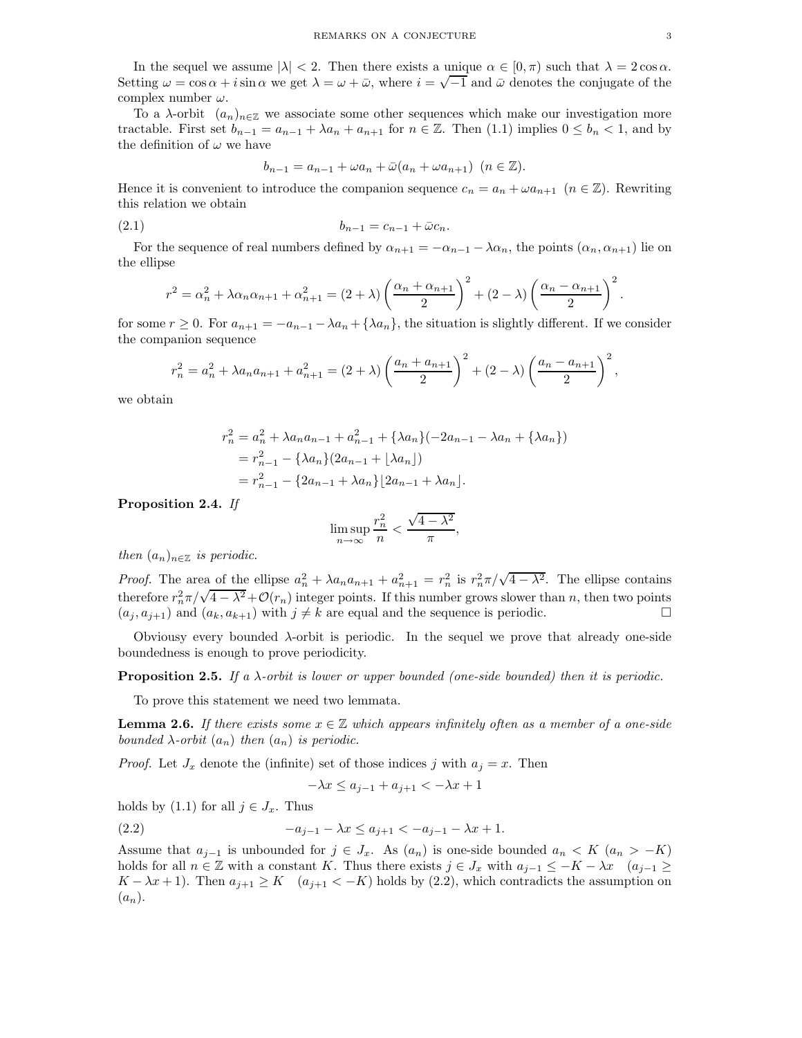In the sequel we assume $|\lambda| < 2$. Then there exists a unique $\alpha \in [0, \pi)$ such that $\lambda = 2\cos\alpha$. Setting $\omega = \cos\alpha + i \sin\alpha$ we get $\lambda = \omega + \bar{\omega}$, where $i = \sqrt{-1}$ and $\bar{\omega}$ denotes the conjugate of the complex number $\omega$.

To a $\lambda$-orbit $(a_n)_{n\in\mathbb{Z}}$ we associate some other sequences which make our investigation more tractable. First set $b_{n-1} = a_{n-1} + \lambda a_n + a_{n+1}$ for $n \in \mathbb{Z}$. Then (1.1) implies $0 \le b_n < 1$, and by the definition of $\omega$ we have

$$b_{n-1} = a_{n-1} + \omega a_n + \bar{\omega}(a_n + \omega a_{n+1}) \ \ (n \in \mathbb{Z}).$$

Hence it is convenient to introduce the companion sequence $c_n = a_n + \omega a_{n+1}$ $(n \in \mathbb{Z})$. Rewriting this relation we obtain

$$b_{n-1} = c_{n-1} + \bar{\omega} c_n. \tag{2.1}$$

For the sequence of real numbers defined by $\alpha_{n+1} = -\alpha_{n-1} - \lambda\alpha_n$, the points $(\alpha_n, \alpha_{n+1})$ lie on the ellipse

$$r^2 = \alpha_n^2 + \lambda\alpha_n\alpha_{n+1} + \alpha_{n+1}^2 = (2+\lambda)\left(\frac{\alpha_n + \alpha_{n+1}}{2}\right)^2 + (2-\lambda)\left(\frac{\alpha_n - \alpha_{n+1}}{2}\right)^2.$$

for some $r \ge 0$. For $a_{n+1} = -a_{n-1} - \lambda a_n + \{\lambda a_n\}$, the situation is slightly different. If we consider the companion sequence

$$r_n^2 = a_n^2 + \lambda a_n a_{n+1} + a_{n+1}^2 = (2+\lambda)\left(\frac{a_n + a_{n+1}}{2}\right)^2 + (2-\lambda)\left(\frac{a_n - a_{n+1}}{2}\right)^2,$$

we obtain

$$\begin{aligned}
r_n^2 &= a_n^2 + \lambda a_n a_{n-1} + a_{n-1}^2 + \{\lambda a_n\}(-2a_{n-1} - \lambda a_n + \{\lambda a_n\}) \\
&= r_{n-1}^2 - \{\lambda a_n\}(2a_{n-1} + \lfloor \lambda a_n \rfloor) \\
&= r_{n-1}^2 - \{2a_{n-1} + \lambda a_n\}\lfloor 2a_{n-1} + \lambda a_n \rfloor.
\end{aligned}$$

**Proposition 2.4.** *If*

$$\limsup_{n\to\infty} \frac{r_n^2}{n} < \frac{\sqrt{4-\lambda^2}}{\pi},$$

*then $(a_n)_{n\in\mathbb{Z}}$ is periodic.*

*Proof.* The area of the ellipse $a_n^2 + \lambda a_n a_{n+1} + a_{n+1}^2 = r_n^2$ is $r_n^2\pi/\sqrt{4-\lambda^2}$. The ellipse contains therefore $r_n^2\pi/\sqrt{4-\lambda^2} + \mathcal{O}(r_n)$ integer points. If this number grows slower than $n$, then two points $(a_j, a_{j+1})$ and $(a_k, a_{k+1})$ with $j \ne k$ are equal and the sequence is periodic. $\square$

Obviouss every bounded $\lambda$-orbit is periodic. In the sequel we prove that already one-side boundedness is enough to prove periodicity.

**Proposition 2.5.** *If a $\lambda$-orbit is lower or upper bounded (one-side bounded) then it is periodic.*

To prove this statement we need two lemmata.

**Lemma 2.6.** *If there exists some $x \in \mathbb{Z}$ which appears infinitely often as a member of a one-side bounded $\lambda$-orbit $(a_n)$ then $(a_n)$ is periodic.*

*Proof.* Let $J_x$ denote the (infinite) set of those indices $j$ with $a_j = x$. Then

$$-\lambda x \le a_{j-1} + a_{j+1} < -\lambda x + 1$$

holds by (1.1) for all $j \in J_x$. Thus

$$-a_{j-1} - \lambda x \le a_{j+1} < -a_{j-1} - \lambda x + 1. \tag{2.2}$$

Assume that $a_{j-1}$ is unbounded for $j \in J_x$. As $(a_n)$ is one-side bounded $a_n < K$ $(a_n > -K)$ holds for all $n \in \mathbb{Z}$ with a constant $K$. Thus there exists $j \in J_x$ with $a_{j-1} \le -K - \lambda x$ $\quad (a_{j-1} \ge K - \lambda x + 1)$. Then $a_{j+1} \ge K$ $\quad (a_{j+1} < -K)$ holds by (2.2), which contradicts the assumption on $(a_n)$.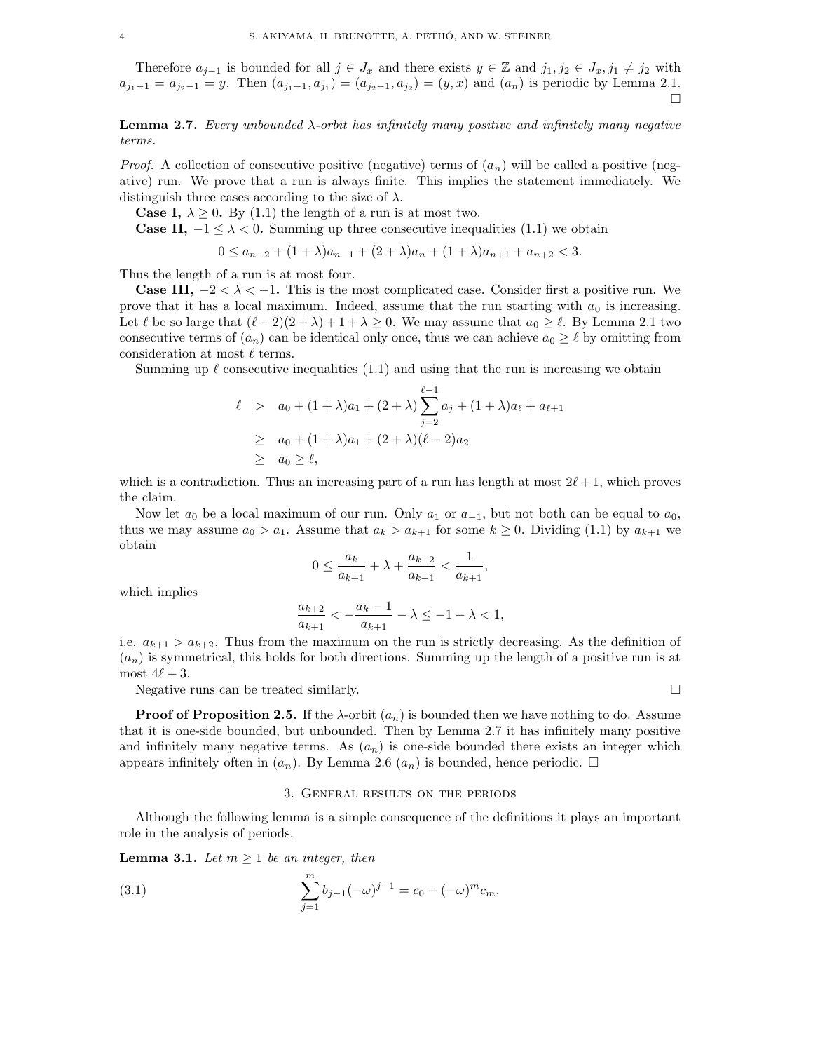Therefore $a_{j-1}$ is bounded for all $j \in J_x$ and there exists $y \in \mathbb{Z}$ and $j_1, j_2 \in J_x, j_1 \neq j_2$ with $a_{j_1-1} = a_{j_2-1} = y$. Then $(a_{j_1-1}, a_{j_1}) = (a_{j_2-1}, a_{j_2}) = (y, x)$ and $(a_n)$ is periodic by Lemma 2.1. □

**Lemma 2.7.** *Every unbounded $\lambda$-orbit has infinitely many positive and infinitely many negative terms.*

*Proof.* A collection of consecutive positive (negative) terms of $(a_n)$ will be called a positive (negative) run. We prove that a run is always finite. This implies the statement immediately. We distinguish three cases according to the size of $\lambda$.

**Case I, $\lambda \geq 0$.** By (1.1) the length of a run is at most two.

**Case II, $-1 \leq \lambda < 0$.** Summing up three consecutive inequalities (1.1) we obtain

$$0 \leq a_{n-2} + (1+\lambda)a_{n-1} + (2+\lambda)a_n + (1+\lambda)a_{n+1} + a_{n+2} < 3.$$

Thus the length of a run is at most four.

**Case III, $-2 < \lambda < -1$.** This is the most complicated case. Consider first a positive run. We prove that it has a local maximum. Indeed, assume that the run starting with $a_0$ is increasing. Let $\ell$ be so large that $(\ell-2)(2+\lambda)+1+\lambda \geq 0$. We may assume that $a_0 \geq \ell$. By Lemma 2.1 two consecutive terms of $(a_n)$ can be identical only once, thus we can achieve $a_0 \geq \ell$ by omitting from consideration at most $\ell$ terms.

Summing up $\ell$ consecutive inequalities (1.1) and using that the run is increasing we obtain

$$\begin{aligned}
\ell &> a_0 + (1+\lambda)a_1 + (2+\lambda)\sum_{j=2}^{\ell-1} a_j + (1+\lambda)a_\ell + a_{\ell+1} \\
&\geq a_0 + (1+\lambda)a_1 + (2+\lambda)(\ell-2)a_2 \\
&\geq a_0 \geq \ell,
\end{aligned}$$

which is a contradiction. Thus an increasing part of a run has length at most $2\ell+1$, which proves the claim.

Now let $a_0$ be a local maximum of our run. Only $a_1$ or $a_{-1}$, but not both can be equal to $a_0$, thus we may assume $a_0 > a_1$. Assume that $a_k > a_{k+1}$ for some $k \geq 0$. Dividing (1.1) by $a_{k+1}$ we obtain

$$0 \leq \frac{a_k}{a_{k+1}} + \lambda + \frac{a_{k+2}}{a_{k+1}} < \frac{1}{a_{k+1}},$$

which implies

$$\frac{a_{k+2}}{a_{k+1}} < -\frac{a_k - 1}{a_{k+1}} - \lambda \leq -1 - \lambda < 1,$$

i.e. $a_{k+1} > a_{k+2}$. Thus from the maximum on the run is strictly decreasing. As the definition of $(a_n)$ is symmetrical, this holds for both directions. Summing up the length of a positive run is at most $4\ell + 3$.

Negative runs can be treated similarly. □

**Proof of Proposition 2.5.** If the $\lambda$-orbit $(a_n)$ is bounded then we have nothing to do. Assume that it is one-side bounded, but unbounded. Then by Lemma 2.7 it has infinitely many positive and infinitely many negative terms. As $(a_n)$ is one-side bounded there exists an integer which appears infinitely often in $(a_n)$. By Lemma 2.6 $(a_n)$ is bounded, hence periodic. □

## 3. General results on the periods

Although the following lemma is a simple consequence of the definitions it plays an important role in the analysis of periods.

**Lemma 3.1.** *Let $m \geq 1$ be an integer, then*

$$\sum_{j=1}^{m} b_{j-1}(-\omega)^{j-1} = c_0 - (-\omega)^m c_m. \tag{3.1}$$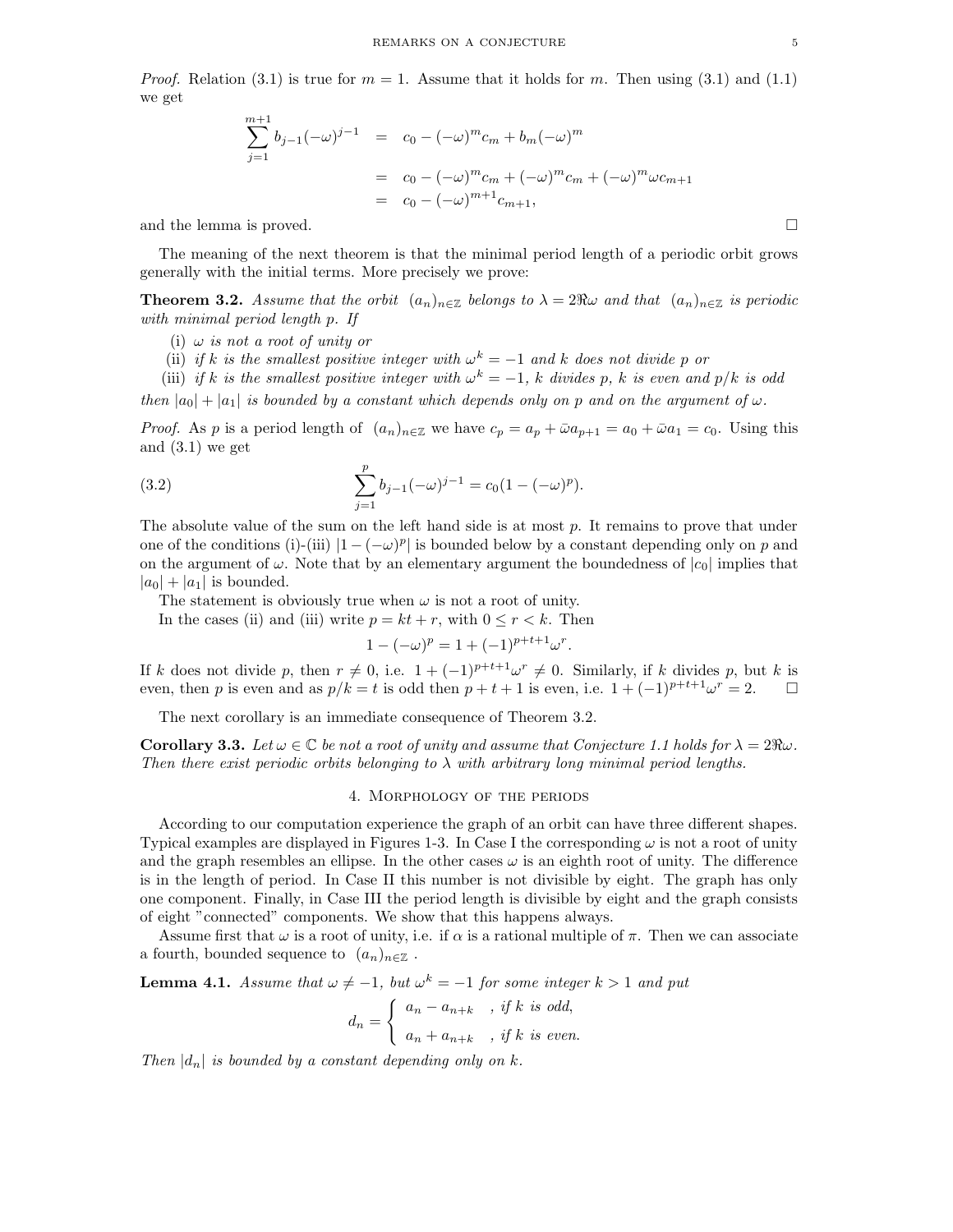*Proof.* Relation (3.1) is true for $m = 1$. Assume that it holds for $m$. Then using (3.1) and (1.1) we get

$$\begin{aligned}
\sum_{j=1}^{m+1} b_{j-1}(-\omega)^{j-1} &= c_0 - (-\omega)^m c_m + b_m(-\omega)^m \\
&= c_0 - (-\omega)^m c_m + (-\omega)^m c_m + (-\omega)^m \omega c_{m+1} \\
&= c_0 - (-\omega)^{m+1} c_{m+1},
\end{aligned}$$

and the lemma is proved. □

The meaning of the next theorem is that the minimal period length of a periodic orbit grows generally with the initial terms. More precisely we prove:

**Theorem 3.2.** *Assume that the orbit $(a_n)_{n\in\mathbb{Z}}$ belongs to $\lambda = 2\Re\omega$ and that $(a_n)_{n\in\mathbb{Z}}$ is periodic with minimal period length $p$. If*

- (i) *$\omega$ is not a root of unity or*
- (ii) *if $k$ is the smallest positive integer with $\omega^k = -1$ and $k$ does not divide $p$ or*
- (iii) *if $k$ is the smallest positive integer with $\omega^k = -1$, $k$ divides $p$, $k$ is even and $p/k$ is odd*

*then $|a_0| + |a_1|$ is bounded by a constant which depends only on $p$ and on the argument of $\omega$.*

*Proof.* As $p$ is a period length of $(a_n)_{n\in\mathbb{Z}}$ we have $c_p = a_p + \bar{\omega} a_{p+1} = a_0 + \bar{\omega} a_1 = c_0$. Using this and (3.1) we get

$$\sum_{j=1}^{p} b_{j-1}(-\omega)^{j-1} = c_0(1 - (-\omega)^p). \tag{3.2}$$

The absolute value of the sum on the left hand side is at most $p$. It remains to prove that under one of the conditions (i)-(iii) $|1 - (-\omega)^p|$ is bounded below by a constant depending only on $p$ and on the argument of $\omega$. Note that by an elementary argument the boundedness of $|c_0|$ implies that $|a_0| + |a_1|$ is bounded.

The statement is obviously true when $\omega$ is not a root of unity.

In the cases (ii) and (iii) write $p = kt + r$, with $0 \le r < k$. Then

$$1 - (-\omega)^p = 1 + (-1)^{p+t+1}\omega^r.$$

If $k$ does not divide $p$, then $r \neq 0$, i.e. $1 + (-1)^{p+t+1}\omega^r \neq 0$. Similarly, if $k$ divides $p$, but $k$ is even, then $p$ is even and as $p/k = t$ is odd then $p + t + 1$ is even, i.e. $1 + (-1)^{p+t+1}\omega^r = 2$. □

The next corollary is an immediate consequence of Theorem 3.2.

**Corollary 3.3.** *Let $\omega \in \mathbb{C}$ be not a root of unity and assume that Conjecture 1.1 holds for $\lambda = 2\Re\omega$. Then there exist periodic orbits belonging to $\lambda$ with arbitrary long minimal period lengths.*

## 4. Morphology of the periods

According to our computation experience the graph of an orbit can have three different shapes. Typical examples are displayed in Figures 1-3. In Case I the corresponding $\omega$ is not a root of unity and the graph resembles an ellipse. In the other cases $\omega$ is an eighth root of unity. The difference is in the length of period. In Case II this number is not divisible by eight. The graph has only one component. Finally, in Case III the period length is divisible by eight and the graph consists of eight "connected" components. We show that this happens always.

Assume first that $\omega$ is a root of unity, i.e. if $\alpha$ is a rational multiple of $\pi$. Then we can associate a fourth, bounded sequence to $(a_n)_{n\in\mathbb{Z}}$.

**Lemma 4.1.** *Assume that $\omega \neq -1$, but $\omega^k = -1$ for some integer $k > 1$ and put*

$$d_n = \begin{cases} a_n - a_{n+k} & \text{, if } k \text{ is odd,} \\ a_n + a_{n+k} & \text{, if } k \text{ is even.} \end{cases}$$

*Then $|d_n|$ is bounded by a constant depending only on $k$.*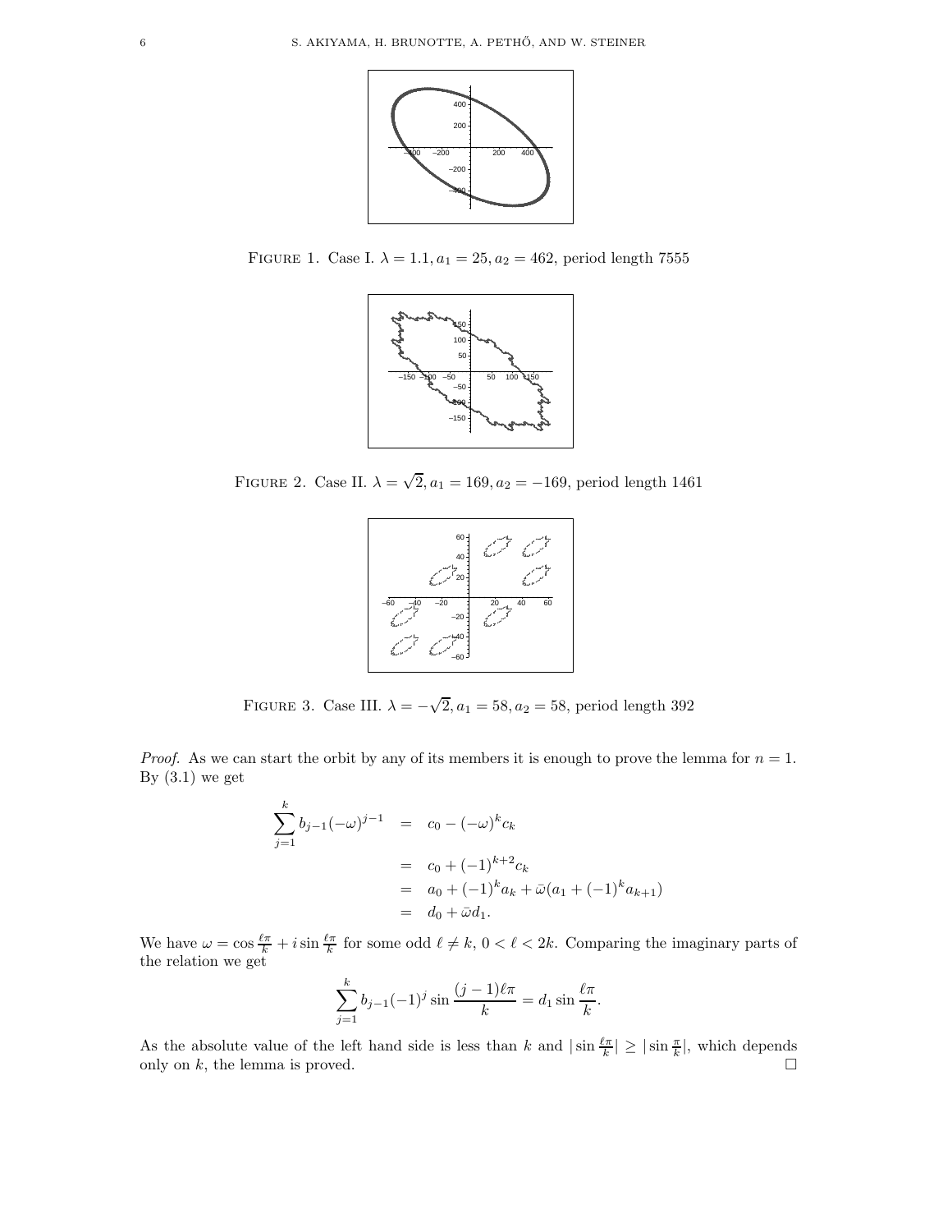FIGURE 1. Case I. $\lambda = 1.1, a_1 = 25, a_2 = 462$, period length 7555

FIGURE 2. Case II. $\lambda = \sqrt{2}, a_1 = 169, a_2 = -169$, period length 1461

FIGURE 3. Case III. $\lambda = -\sqrt{2}, a_1 = 58, a_2 = 58$, period length 392

*Proof.* As we can start the orbit by any of its members it is enough to prove the lemma for $n = 1$. By (3.1) we get

$$
\begin{aligned}
\sum_{j=1}^{k} b_{j-1}(-\omega)^{j-1} &= c_0 - (-\omega)^k c_k \\
&= c_0 + (-1)^{k+2} c_k \\
&= a_0 + (-1)^k a_k + \bar{\omega}(a_1 + (-1)^k a_{k+1}) \\
&= d_0 + \bar{\omega} d_1.
\end{aligned}
$$

We have $\omega = \cos \frac{\ell\pi}{k} + i \sin \frac{\ell\pi}{k}$ for some odd $\ell \neq k$, $0 < \ell < 2k$. Comparing the imaginary parts of the relation we get

$$
\sum_{j=1}^{k} b_{j-1}(-1)^j \sin \frac{(j-1)\ell\pi}{k} = d_1 \sin \frac{\ell\pi}{k}.
$$

As the absolute value of the left hand side is less than $k$ and $|\sin \frac{\ell\pi}{k}| \geq |\sin \frac{\pi}{k}|$, which depends only on $k$, the lemma is proved. $\square$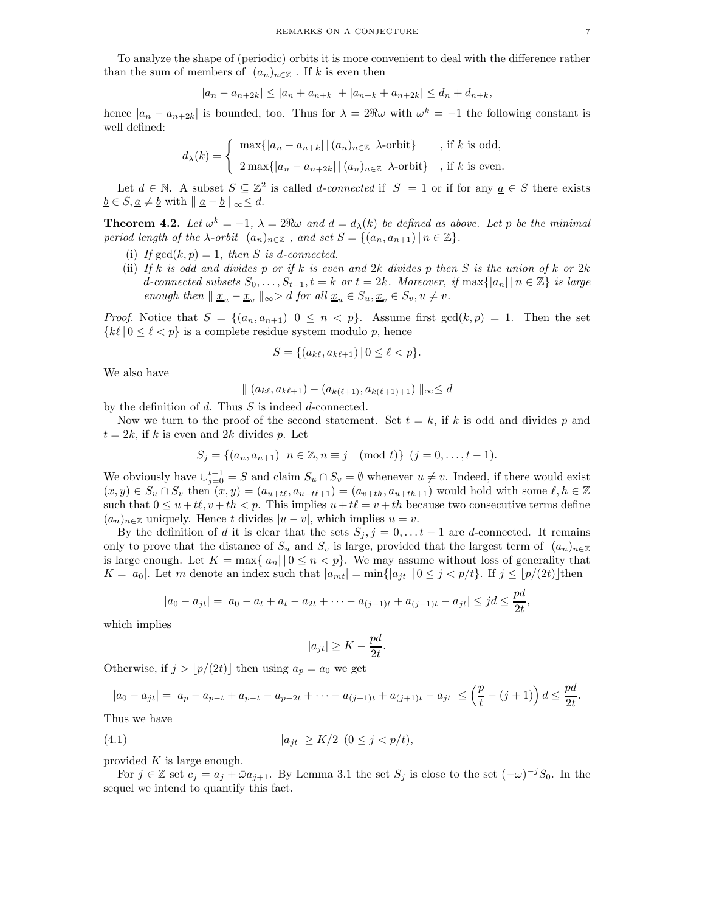To analyze the shape of (periodic) orbits it is more convenient to deal with the difference rather than the sum of members of $(a_n)_{n\in\mathbb{Z}}$ . If $k$ is even then

$$|a_n - a_{n+2k}| \le |a_n + a_{n+k}| + |a_{n+k} + a_{n+2k}| \le d_n + d_{n+k},$$

hence $|a_n - a_{n+2k}|$ is bounded, too. Thus for $\lambda = 2\Re\omega$ with $\omega^k = -1$ the following constant is well defined:

$$d_\lambda(k) = \begin{cases} \max\{|a_n - a_{n+k}| \mid (a_n)_{n\in\mathbb{Z}} \ \lambda\text{-orbit}\} & \text{, if } k \text{ is odd,} \\ 2\max\{|a_n - a_{n+2k}| \mid (a_n)_{n\in\mathbb{Z}} \ \lambda\text{-orbit}\} & \text{, if } k \text{ is even.} \end{cases}$$

Let $d \in \mathbb{N}$. A subset $S \subseteq \mathbb{Z}^2$ is called *d-connected* if $|S| = 1$ or if for any $\underline{a} \in S$ there exists $\underline{b} \in S, \underline{a} \neq \underline{b}$ with $\| \underline{a} - \underline{b} \|_\infty \le d$.

**Theorem 4.2.** *Let $\omega^k = -1$, $\lambda = 2\Re\omega$ and $d = d_\lambda(k)$ be defined as above. Let $p$ be the minimal period length of the $\lambda$-orbit $(a_n)_{n\in\mathbb{Z}}$ , and set $S = \{(a_n, a_{n+1}) \mid n \in \mathbb{Z}\}$.*

- (i) *If $\gcd(k,p) = 1$, then $S$ is $d$-connected.*
- (ii) *If $k$ is odd and divides $p$ or if $k$ is even and $2k$ divides $p$ then $S$ is the union of $k$ or $2k$ $d$-connected subsets $S_0, \dots, S_{t-1}, t = k$ or $t = 2k$. Moreover, if $\max\{|a_n| \mid n \in \mathbb{Z}\}$ is large enough then $\| \underline{x}_u - \underline{x}_v \|_\infty > d$ for all $\underline{x}_u \in S_u, \underline{x}_v \in S_v, u \neq v$.*

*Proof.* Notice that $S = \{(a_n, a_{n+1}) \mid 0 \le n < p\}$. Assume first $\gcd(k,p) = 1$. Then the set $\{k\ell \mid 0 \le \ell < p\}$ is a complete residue system modulo $p$, hence

$$S = \{(a_{k\ell}, a_{k\ell+1}) \mid 0 \le \ell < p\}.$$

We also have

$$\| (a_{k\ell}, a_{k\ell+1}) - (a_{k(\ell+1)}, a_{k(\ell+1)+1}) \|_\infty \le d$$

by the definition of $d$. Thus $S$ is indeed $d$-connected.

Now we turn to the proof of the second statement. Set $t = k$, if $k$ is odd and divides $p$ and $t = 2k$, if $k$ is even and $2k$ divides $p$. Let

$$S_j = \{(a_n, a_{n+1}) \mid n \in \mathbb{Z}, n \equiv j \pmod t\} \ (j = 0, \dots, t-1).$$

We obviously have $\cup_{j=0}^{t-1} = S$ and claim $S_u \cap S_v = \emptyset$ whenever $u \neq v$. Indeed, if there would exist $(x,y) \in S_u \cap S_v$ then $(x,y) = (a_{u+t\ell}, a_{u+t\ell+1}) = (a_{v+th}, a_{u+th+1})$ would hold with some $\ell, h \in \mathbb{Z}$ such that $0 \le u + t\ell, v + th < p$. This implies $u + t\ell = v + th$ because two consecutive terms define $(a_n)_{n\in\mathbb{Z}}$ uniquely. Hence $t$ divides $|u - v|$, which implies $u = v$.

By the definition of $d$ it is clear that the sets $S_j, j = 0, \dots t-1$ are $d$-connected. It remains only to prove that the distance of $S_u$ and $S_v$ is large, provided that the largest term of $(a_n)_{n\in\mathbb{Z}}$ is large enough. Let $K = \max\{|a_n| \mid 0 \le n < p\}$. We may assume without loss of generality that $K = |a_0|$. Let $m$ denote an index such that $|a_{mt}| = \min\{|a_{jt}| \mid 0 \le j < p/t\}$. If $j \le \lfloor p/(2t) \rfloor$then

$$|a_0 - a_{jt}| = |a_0 - a_t + a_t - a_{2t} + \cdots - a_{(j-1)t} + a_{(j-1)t} - a_{jt}| \le jd \le \frac{pd}{2t},$$

which implies

$$|a_{jt}| \ge K - \frac{pd}{2t}.$$

Otherwise, if $j > \lfloor p/(2t) \rfloor$ then using $a_p = a_0$ we get

$$|a_0 - a_{jt}| = |a_p - a_{p-t} + a_{p-t} - a_{p-2t} + \cdots - a_{(j+1)t} + a_{(j+1)t} - a_{jt}| \le \left(\frac{p}{t} - (j+1)\right) d \le \frac{pd}{2t}.$$

Thus we have

$$|a_{jt}| \ge K/2 \ \ (0 \le j < p/t), \tag{4.1}$$

provided $K$ is large enough.

For $j \in \mathbb{Z}$ set $c_j = a_j + \bar{\omega} a_{j+1}$. By Lemma 3.1 the set $S_j$ is close to the set $(-\omega)^{-j} S_0$. In the sequel we intend to quantify this fact.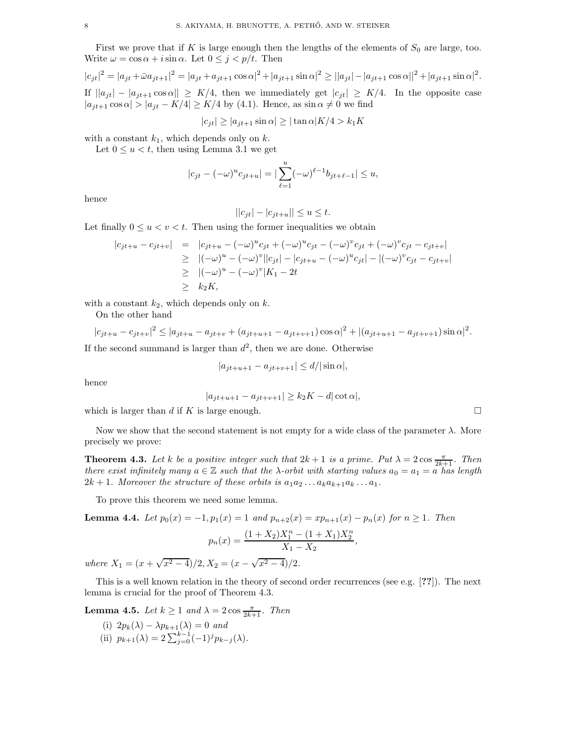First we prove that if $K$ is large enough then the lengths of the elements of $S_0$ are large, too. Write $\omega = \cos\alpha + i\sin\alpha$. Let $0 \le j < p/t$. Then

$$|c_{jt}|^2 = |a_{jt} + \bar{\omega} a_{jt+1}|^2 = |a_{jt} + a_{jt+1}\cos\alpha|^2 + |a_{jt+1}\sin\alpha|^2 \ge ||a_{jt}| - |a_{jt+1}\cos\alpha||^2 + |a_{jt+1}\sin\alpha|^2.$$

If $||a_{jt}| - |a_{jt+1}\cos\alpha|| \ge K/4$, then we immediately get $|c_{jt}| \ge K/4$. In the opposite case $|a_{jt+1}\cos\alpha| > |a_{jt} - K/4| \ge K/4$ by (4.1). Hence, as $\sin\alpha \ne 0$ we find

$$|c_{jt}| \ge |a_{jt+1}\sin\alpha| \ge |\tan\alpha| K/4 > k_1 K$$

with a constant $k_1$, which depends only on $k$.

Let $0 \le u < t$, then using Lemma 3.1 we get

$$|c_{jt} - (-\omega)^u c_{jt+u}| = |\sum_{\ell=1}^{u} (-\omega)^{\ell-1} b_{jt+\ell-1}| \le u,$$

hence

$$||c_{jt}| - |c_{jt+u}|| \le u \le t.$$

Let finally $0 \le u < v < t$. Then using the former inequalities we obtain

$$\begin{aligned}
|c_{jt+u} - c_{jt+v}| &= |c_{jt+u} - (-\omega)^u c_{jt} + (-\omega)^u c_{jt} - (-\omega)^v c_{jt} + (-\omega)^v c_{jt} - c_{jt+v}| \\
&\ge |(-\omega)^u - (-\omega)^v||c_{jt}| - |c_{jt+u} - (-\omega)^u c_{jt}| - |(-\omega)^v c_{jt} - c_{jt+v}| \\
&\ge |(-\omega)^u - (-\omega)^v| K_1 - 2t \\
&\ge k_2 K,
\end{aligned}$$

with a constant $k_2$, which depends only on $k$.

On the other hand

$$|c_{jt+u} - c_{jt+v}|^2 \le |a_{jt+u} - a_{jt+v} + (a_{jt+u+1} - a_{jt+v+1})\cos\alpha|^2 + |(a_{jt+u+1} - a_{jt+v+1})\sin\alpha|^2.$$

If the second summand is larger than $d^2$, then we are done. Otherwise

$$|a_{jt+u+1} - a_{jt+v+1}| \le d/|\sin\alpha|,$$

hence

$$|a_{jt+u+1} - a_{jt+v+1}| \ge k_2 K - d|\cot\alpha|,$$

which is larger than $d$ if $K$ is large enough. □

Now we show that the second statement is not empty for a wide class of the parameter $\lambda$. More precisely we prove:

**Theorem 4.3.** *Let $k$ be a positive integer such that $2k+1$ is a prime. Put $\lambda = 2\cos\frac{\pi}{2k+1}$. Then there exist infinitely many $a \in \mathbb{Z}$ such that the $\lambda$-orbit with starting values $a_0 = a_1 = a$ has length $2k+1$. Moreover the structure of these orbits is $a_1 a_2 \dots a_k a_{k+1} a_k \dots a_1$.*

To prove this theorem we need some lemma.

**Lemma 4.4.** *Let $p_0(x) = -1, p_1(x) = 1$ and $p_{n+2}(x) = x p_{n+1}(x) - p_n(x)$ for $n \ge 1$. Then*

$$p_n(x) = \frac{(1+X_2)X_1^n - (1+X_1)X_2^n}{X_1 - X_2},$$

*where $X_1 = (x + \sqrt{x^2-4})/2, X_2 = (x - \sqrt{x^2-4})/2$.*

This is a well known relation in the theory of second order recurrences (see e.g. [**??**]). The next lemma is crucial for the proof of Theorem 4.3.

**Lemma 4.5.** *Let $k \ge 1$ and $\lambda = 2\cos\frac{\pi}{2k+1}$. Then*

(i) $2p_k(\lambda) - \lambda p_{k+1}(\lambda) = 0$ *and*
(ii) $p_{k+1}(\lambda) = 2\sum_{j=0}^{k-1}(-1)^j p_{k-j}(\lambda)$.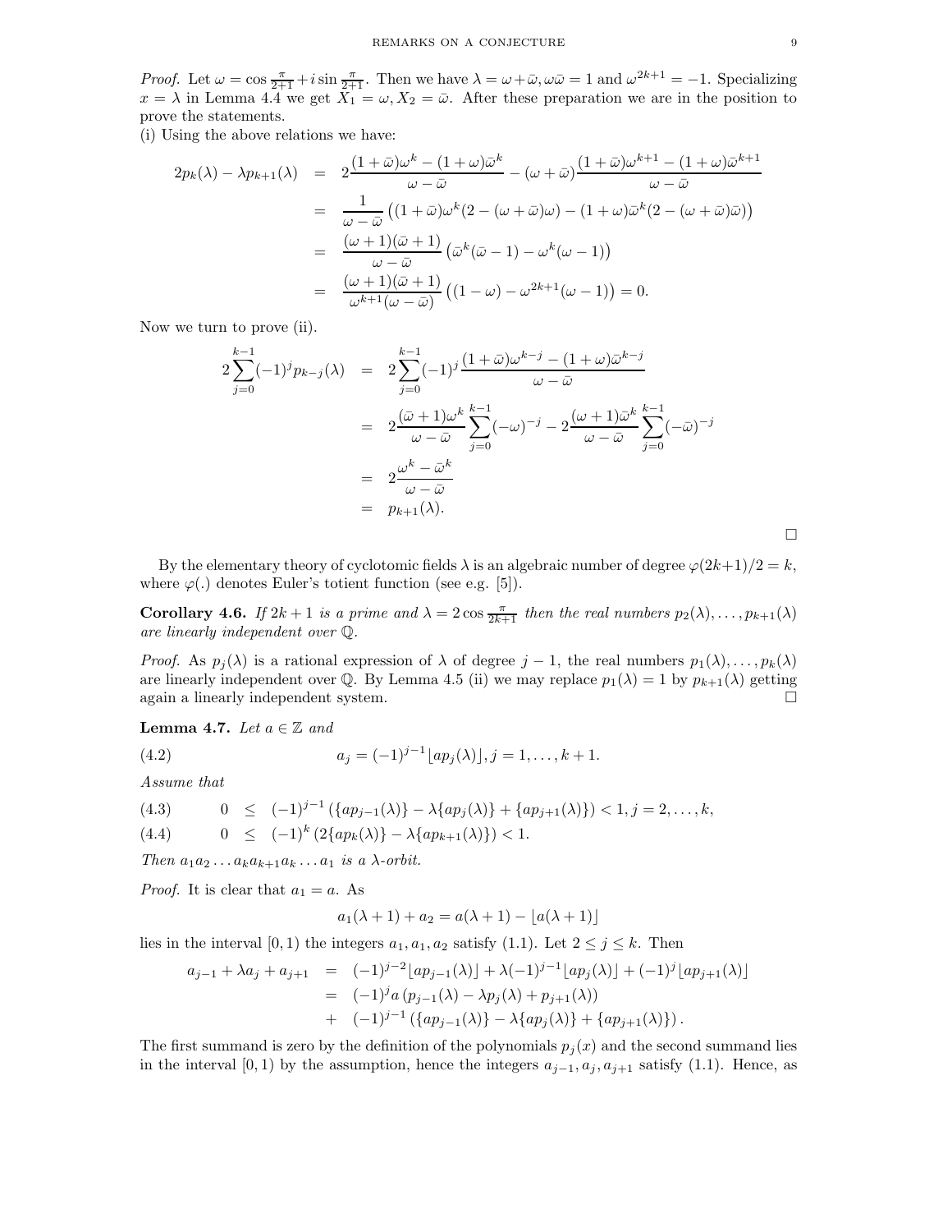*Proof.* Let $\omega = \cos \frac{\pi}{2+1} + i \sin \frac{\pi}{2+1}$. Then we have $\lambda = \omega + \bar{\omega}, \omega\bar{\omega} = 1$ and $\omega^{2k+1} = -1$. Specializing $x = \lambda$ in Lemma 4.4 we get $X_1 = \omega, X_2 = \bar{\omega}$. After these preparation we are in the position to prove the statements.

(i) Using the above relations we have:

$$\begin{aligned}
2p_k(\lambda) - \lambda p_{k+1}(\lambda) &= 2\frac{(1+\bar{\omega})\omega^k - (1+\omega)\bar{\omega}^k}{\omega - \bar{\omega}} - (\omega + \bar{\omega})\frac{(1+\bar{\omega})\omega^{k+1} - (1+\omega)\bar{\omega}^{k+1}}{\omega - \bar{\omega}} \\
&= \frac{1}{\omega - \bar{\omega}}\left((1+\bar{\omega})\omega^k(2 - (\omega+\bar{\omega})\omega) - (1+\omega)\bar{\omega}^k(2 - (\omega+\bar{\omega})\bar{\omega})\right) \\
&= \frac{(\omega+1)(\bar{\omega}+1)}{\omega - \bar{\omega}}\left(\bar{\omega}^k(\bar{\omega}-1) - \omega^k(\omega - 1)\right) \\
&= \frac{(\omega+1)(\bar{\omega}+1)}{\omega^{k+1}(\omega - \bar{\omega})}\left((1-\omega) - \omega^{2k+1}(\omega-1)\right) = 0.
\end{aligned}$$

Now we turn to prove (ii).

$$\begin{aligned}
2\sum_{j=0}^{k-1}(-1)^j p_{k-j}(\lambda) &= 2\sum_{j=0}^{k-1}(-1)^j\frac{(1+\bar{\omega})\omega^{k-j} - (1+\omega)\bar{\omega}^{k-j}}{\omega - \bar{\omega}} \\
&= 2\frac{(\bar{\omega}+1)\omega^k}{\omega - \bar{\omega}}\sum_{j=0}^{k-1}(-\omega)^{-j} - 2\frac{(\omega+1)\bar{\omega}^k}{\omega - \bar{\omega}}\sum_{j=0}^{k-1}(-\bar{\omega})^{-j} \\
&= 2\frac{\omega^k - \bar{\omega}^k}{\omega - \bar{\omega}} \\
&= p_{k+1}(\lambda).
\end{aligned}$$

$\square$

By the elementary theory of cyclotomic fields $\lambda$ is an algebraic number of degree $\varphi(2k+1)/2 = k$, where $\varphi(.)$ denotes Euler's totient function (see e.g. [5]).

**Corollary 4.6.** *If $2k+1$ is a prime and $\lambda = 2\cos\frac{\pi}{2k+1}$ then the real numbers $p_2(\lambda), \ldots, p_{k+1}(\lambda)$ are linearly independent over $\mathbb{Q}$.*

*Proof.* As $p_j(\lambda)$ is a rational expression of $\lambda$ of degree $j-1$, the real numbers $p_1(\lambda), \ldots, p_k(\lambda)$ are linearly independent over $\mathbb{Q}$. By Lemma 4.5 (ii) we may replace $p_1(\lambda) = 1$ by $p_{k+1}(\lambda)$ getting again a linearly independent system. $\square$

**Lemma 4.7.** *Let $a \in \mathbb{Z}$ and*

$$a_j = (-1)^{j-1}\lfloor ap_j(\lambda)\rfloor, j = 1, \ldots, k+1. \tag{4.2}$$

*Assume that*

$$0 \leq (-1)^{j-1}\left(\{ap_{j-1}(\lambda)\} - \lambda\{ap_j(\lambda)\} + \{ap_{j+1}(\lambda)\}\right) < 1, j = 2, \ldots, k, \tag{4.3}$$

$$0 \leq (-1)^k\left(2\{ap_k(\lambda)\} - \lambda\{ap_{k+1}(\lambda)\}\right) < 1. \tag{4.4}$$

*Then $a_1a_2\ldots a_ka_{k+1}a_k\ldots a_1$ is a $\lambda$-orbit.*

*Proof.* It is clear that $a_1 = a$. As

$$a_1(\lambda+1) + a_2 = a(\lambda+1) - \lfloor a(\lambda+1)\rfloor$$

lies in the interval $[0,1)$ the integers $a_1, a_1, a_2$ satisfy (1.1). Let $2 \leq j \leq k$. Then

$$\begin{aligned}
a_{j-1} + \lambda a_j + a_{j+1} &= (-1)^{j-2}\lfloor ap_{j-1}(\lambda)\rfloor + \lambda(-1)^{j-1}\lfloor ap_j(\lambda)\rfloor + (-1)^j\lfloor ap_{j+1}(\lambda)\rfloor \\
&= (-1)^j a\left(p_{j-1}(\lambda) - \lambda p_j(\lambda) + p_{j+1}(\lambda)\right) \\
&+ (-1)^{j-1}\left(\{ap_{j-1}(\lambda)\} - \lambda\{ap_j(\lambda)\} + \{ap_{j+1}(\lambda)\}\right).
\end{aligned}$$

The first summand is zero by the definition of the polynomials $p_j(x)$ and the second summand lies in the interval $[0,1)$ by the assumption, hence the integers $a_{j-1}, a_j, a_{j+1}$ satisfy (1.1). Hence, as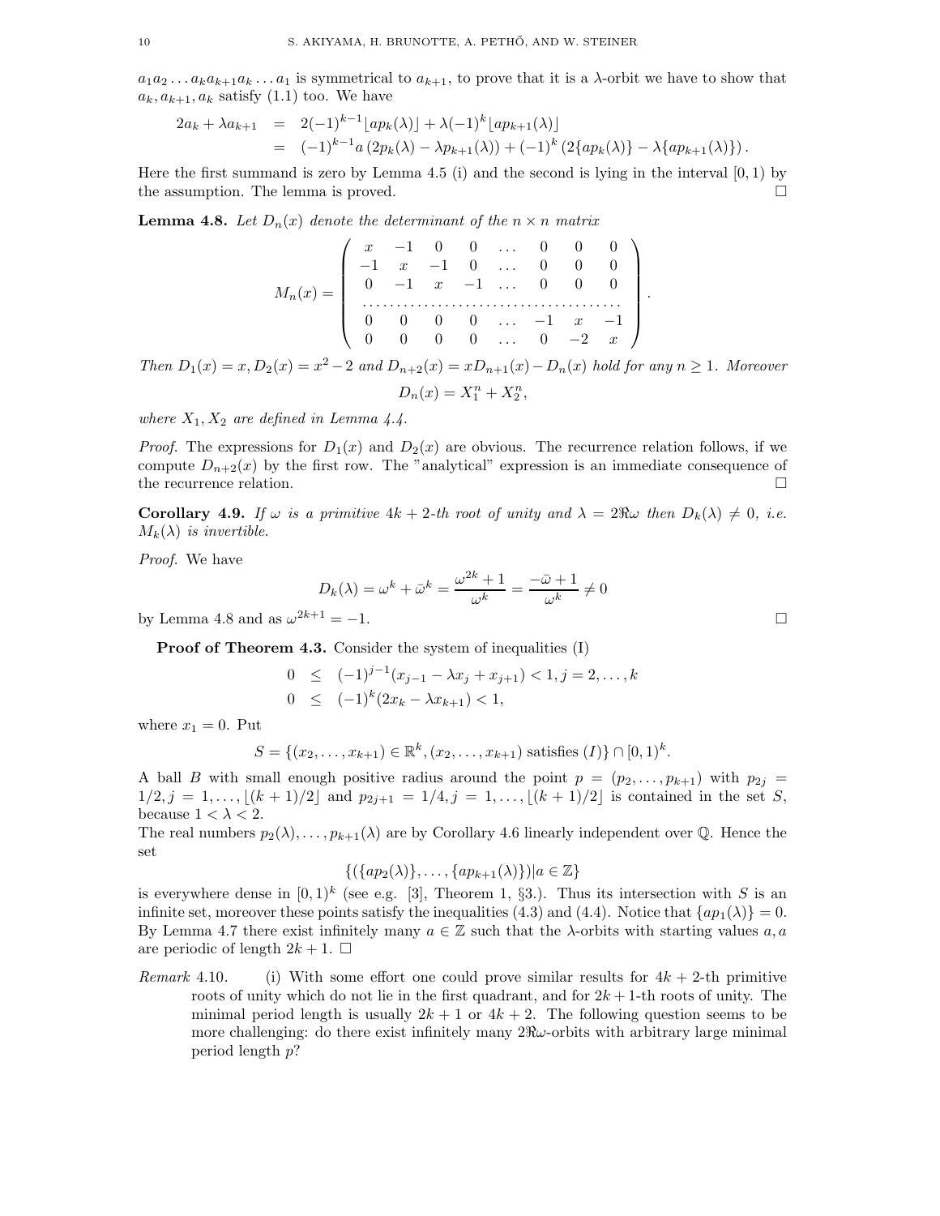$a_1a_2\ldots a_ka_{k+1}a_k\ldots a_1$ is symmetrical to $a_{k+1}$, to prove that it is a $\lambda$-orbit we have to show that $a_k, a_{k+1}, a_k$ satisfy (1.1) too. We have

$$
\begin{aligned}
2a_k + \lambda a_{k+1} &= 2(-1)^{k-1}\lfloor ap_k(\lambda)\rfloor + \lambda(-1)^k\lfloor ap_{k+1}(\lambda)\rfloor \\
&= (-1)^{k-1}a\left(2p_k(\lambda) - \lambda p_{k+1}(\lambda)\right) + (-1)^k\left(2\{ap_k(\lambda)\} - \lambda\{ap_{k+1}(\lambda)\}\right).
\end{aligned}
$$

Here the first summand is zero by Lemma 4.5 (i) and the second is lying in the interval $[0,1)$ by the assumption. The lemma is proved. □

**Lemma 4.8.** *Let $D_n(x)$ denote the determinant of the $n\times n$ matrix*

$$
M_n(x) = \begin{pmatrix}
x & -1 & 0 & 0 & \ldots & 0 & 0 & 0 \\
-1 & x & -1 & 0 & \ldots & 0 & 0 & 0 \\
0 & -1 & x & -1 & \ldots & 0 & 0 & 0 \\
\ldots & \ldots & \ldots & \ldots & \ldots & \ldots & \ldots & \ldots \\
0 & 0 & 0 & 0 & \ldots & -1 & x & -1 \\
0 & 0 & 0 & 0 & \ldots & 0 & -2 & x
\end{pmatrix}.
$$

*Then $D_1(x) = x, D_2(x) = x^2-2$ and $D_{n+2}(x) = xD_{n+1}(x) - D_n(x)$ hold for any $n\geq 1$. Moreover*

$$D_n(x) = X_1^n + X_2^n,$$

*where $X_1, X_2$ are defined in Lemma 4.4.*

*Proof.* The expressions for $D_1(x)$ and $D_2(x)$ are obvious. The recurrence relation follows, if we compute $D_{n+2}(x)$ by the first row. The "analytical" expression is an immediate consequence of the recurrence relation. □

**Corollary 4.9.** *If $\omega$ is a primitive $4k+2$-th root of unity and $\lambda = 2\Re\omega$ then $D_k(\lambda)\neq 0$, i.e. $M_k(\lambda)$ is invertible.*

*Proof.* We have

$$D_k(\lambda) = \omega^k + \bar\omega^k = \frac{\omega^{2k}+1}{\omega^k} = \frac{-\bar\omega+1}{\omega^k}\neq 0$$

by Lemma 4.8 and as $\omega^{2k+1} = -1$. □

**Proof of Theorem 4.3.** Consider the system of inequalities (I)

$$
\begin{aligned}
0 &\leq (-1)^{j-1}(x_{j-1} - \lambda x_j + x_{j+1}) < 1, j = 2,\ldots,k \\
0 &\leq (-1)^k(2x_k - \lambda x_{k+1}) < 1,
\end{aligned}
$$

where $x_1 = 0$. Put

$$S = \{(x_2,\ldots,x_{k+1})\in\mathbb{R}^k, (x_2,\ldots,x_{k+1}) \text{ satisfies } (I)\}\cap[0,1)^k.$$

A ball $B$ with small enough positive radius around the point $p = (p_2,\ldots,p_{k+1})$ with $p_{2j} = 1/2, j = 1,\ldots,\lfloor (k+1)/2\rfloor$ and $p_{2j+1} = 1/4, j = 1,\ldots,\lfloor (k+1)/2\rfloor$ is contained in the set $S$, because $1<\lambda<2$.
The real numbers $p_2(\lambda),\ldots,p_{k+1}(\lambda)$ are by Corollary 4.6 linearly independent over $\mathbb{Q}$. Hence the set

$$\{(\{ap_2(\lambda)\},\ldots,\{ap_{k+1}(\lambda)\})|a\in\mathbb{Z}\}$$

is everywhere dense in $[0,1)^k$ (see e.g. [3], Theorem 1, §3.). Thus its intersection with $S$ is an infinite set, moreover these points satisfy the inequalities (4.3) and (4.4). Notice that $\{ap_1(\lambda)\} = 0$. By Lemma 4.7 there exist infinitely many $a\in\mathbb{Z}$ such that the $\lambda$-orbits with starting values $a, a$ are periodic of length $2k+1$. □

*Remark* 4.10. (i) With some effort one could prove similar results for $4k+2$-th primitive roots of unity which do not lie in the first quadrant, and for $2k+1$-th roots of unity. The minimal period length is usually $2k+1$ or $4k+2$. The following question seems to be more challenging: do there exist infinitely many $2\Re\omega$-orbits with arbitrary large minimal period length $p$?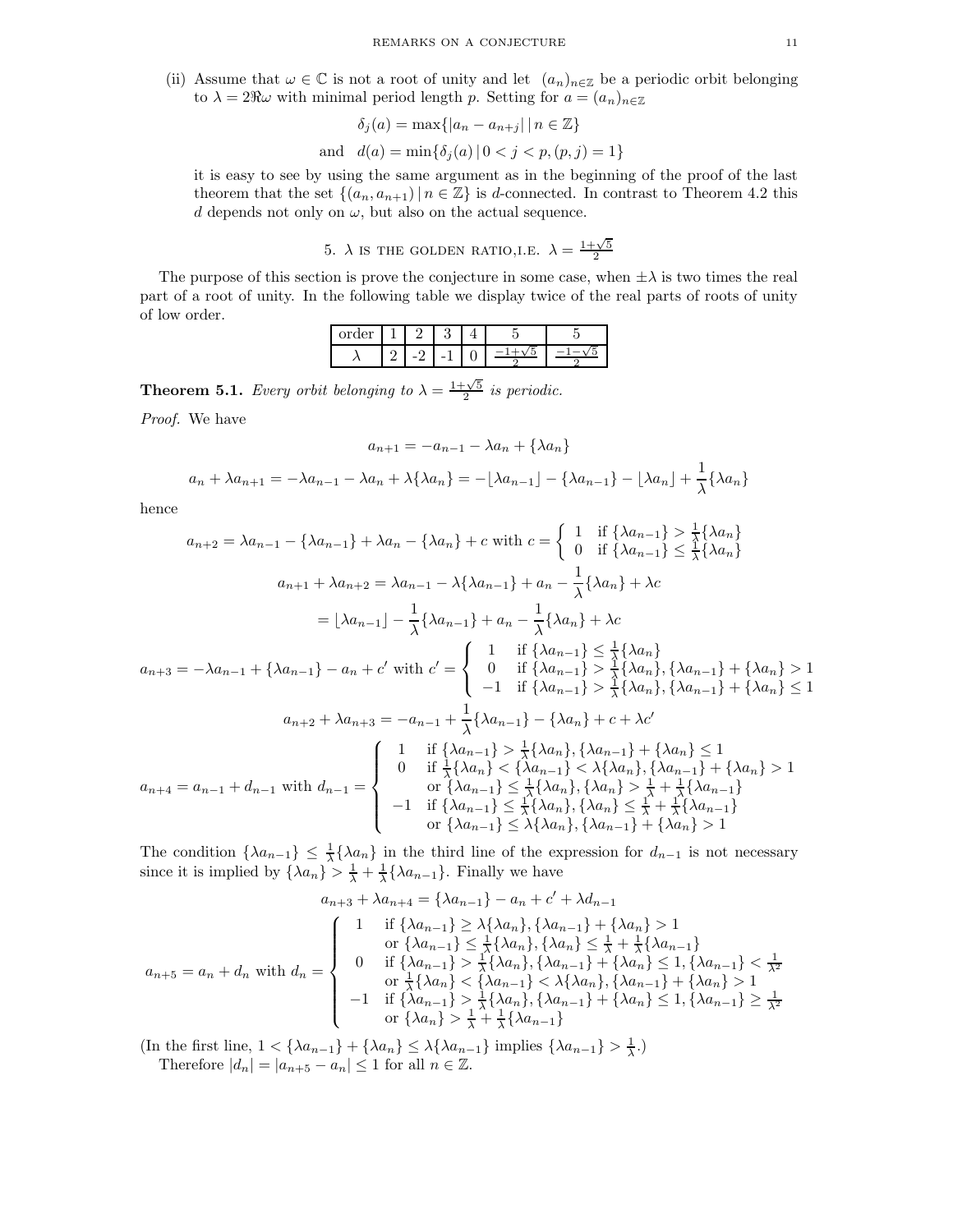(ii) Assume that $\omega \in \mathbb{C}$ is not a root of unity and let $(a_n)_{n\in\mathbb{Z}}$ be a periodic orbit belonging to $\lambda = 2\Re\omega$ with minimal period length $p$. Setting for $a = (a_n)_{n\in\mathbb{Z}}$

$$\delta_j(a) = \max\{|a_n - a_{n+j}| \mid n \in \mathbb{Z}\}$$

$$\text{and} \quad d(a) = \min\{\delta_j(a) \mid 0 < j < p, (p,j) = 1\}$$

it is easy to see by using the same argument as in the beginning of the proof of the last theorem that the set $\{(a_n, a_{n+1}) \mid n \in \mathbb{Z}\}$ is $d$-connected. In contrast to Theorem 4.2 this $d$ depends not only on $\omega$, but also on the actual sequence.

## 5. $\lambda$ is the golden ratio, i.e. $\lambda = \frac{1+\sqrt{5}}{2}$

The purpose of this section is prove the conjecture in some case, when $\pm\lambda$ is two times the real part of a root of unity. In the following table we display twice of the real parts of roots of unity of low order.

| order | 1 | 2 | 3 | 4 | 5 | 5 |
|---|---|---|---|---|---|---|
| $\lambda$ | 2 | -2 | -1 | 0 | $\frac{-1+\sqrt{5}}{2}$ | $\frac{-1-\sqrt{5}}{2}$ |

**Theorem 5.1.** *Every orbit belonging to $\lambda = \frac{1+\sqrt{5}}{2}$ is periodic.*

*Proof.* We have

$$a_{n+1} = -a_{n-1} - \lambda a_n + \{\lambda a_n\}$$

$$a_n + \lambda a_{n+1} = -\lambda a_{n-1} - \lambda a_n + \lambda\{\lambda a_n\} = -\lfloor \lambda a_{n-1}\rfloor - \{\lambda a_{n-1}\} - \lfloor \lambda a_n \rfloor + \frac{1}{\lambda}\{\lambda a_n\}$$

hence

$$a_{n+2} = \lambda a_{n-1} - \{\lambda a_{n-1}\} + \lambda a_n - \{\lambda a_n\} + c \text{ with } c = \begin{cases} 1 & \text{if } \{\lambda a_{n-1}\} > \frac{1}{\lambda}\{\lambda a_n\} \\ 0 & \text{if } \{\lambda a_{n-1}\} \le \frac{1}{\lambda}\{\lambda a_n\} \end{cases}$$

$$a_{n+1} + \lambda a_{n+2} = \lambda a_{n-1} - \lambda\{\lambda a_{n-1}\} + a_n - \frac{1}{\lambda}\{\lambda a_n\} + \lambda c$$

$$= \lfloor \lambda a_{n-1} \rfloor - \frac{1}{\lambda}\{\lambda a_{n-1}\} + a_n - \frac{1}{\lambda}\{\lambda a_n\} + \lambda c$$

$$a_{n+3} = -\lambda a_{n-1} + \{\lambda a_{n-1}\} - a_n + c' \text{ with } c' = \begin{cases} 1 & \text{if } \{\lambda a_{n-1}\} \le \frac{1}{\lambda}\{\lambda a_n\} \\ 0 & \text{if } \{\lambda a_{n-1}\} > \frac{1}{\lambda}\{\lambda a_n\}, \{\lambda a_{n-1}\} + \{\lambda a_n\} > 1 \\ -1 & \text{if } \{\lambda a_{n-1}\} > \frac{1}{\lambda}\{\lambda a_n\}, \{\lambda a_{n-1}\} + \{\lambda a_n\} \le 1 \end{cases}$$

$$a_{n+2} + \lambda a_{n+3} = -a_{n-1} + \frac{1}{\lambda}\{\lambda a_{n-1}\} - \{\lambda a_n\} + c + \lambda c'$$

$$a_{n+4} = a_{n-1} + d_{n-1} \text{ with } d_{n-1} = \begin{cases} 1 & \text{if } \{\lambda a_{n-1}\} > \frac{1}{\lambda}\{\lambda a_n\}, \{\lambda a_{n-1}\} + \{\lambda a_n\} \le 1 \\ 0 & \text{if } \frac{1}{\lambda}\{\lambda a_n\} < \{\lambda a_{n-1}\} < \lambda\{\lambda a_n\}, \{\lambda a_{n-1}\} + \{\lambda a_n\} > 1 \\ & \text{or } \{\lambda a_{n-1}\} \le \frac{1}{\lambda}\{\lambda a_n\}, \{\lambda a_n\} > \frac{1}{\lambda} + \frac{1}{\lambda}\{\lambda a_{n-1}\} \\ -1 & \text{if } \{\lambda a_{n-1}\} \le \frac{1}{\lambda}\{\lambda a_n\}, \{\lambda a_n\} \le \frac{1}{\lambda} + \frac{1}{\lambda}\{\lambda a_{n-1}\} \\ & \text{or } \{\lambda a_{n-1}\} \le \lambda\{\lambda a_n\}, \{\lambda a_{n-1}\} + \{\lambda a_n\} > 1 \end{cases}$$

The condition $\{\lambda a_{n-1}\} \le \frac{1}{\lambda}\{\lambda a_n\}$ in the third line of the expression for $d_{n-1}$ is not necessary since it is implied by $\{\lambda a_n\} > \frac{1}{\lambda} + \frac{1}{\lambda}\{\lambda a_{n-1}\}$. Finally we have

$$a_{n+3} + \lambda a_{n+4} = \{\lambda a_{n-1}\} - a_n + c' + \lambda d_{n-1}$$

$$a_{n+5} = a_n + d_n \text{ with } d_n = \begin{cases} 1 & \text{if } \{\lambda a_{n-1}\} \ge \lambda\{\lambda a_n\}, \{\lambda a_{n-1}\} + \{\lambda a_n\} > 1 \\ & \text{or } \{\lambda a_{n-1}\} \le \frac{1}{\lambda}\{\lambda a_n\}, \{\lambda a_n\} \le \frac{1}{\lambda} + \frac{1}{\lambda}\{\lambda a_{n-1}\} \\ 0 & \text{if } \{\lambda a_{n-1}\} > \frac{1}{\lambda}\{\lambda a_n\}, \{\lambda a_{n-1}\} + \{\lambda a_n\} \le 1, \{\lambda a_{n-1}\} < \frac{1}{\lambda^2} \\ & \text{or } \frac{1}{\lambda}\{\lambda a_n\} < \{\lambda a_{n-1}\} < \lambda\{\lambda a_n\}, \{\lambda a_{n-1}\} + \{\lambda a_n\} > 1 \\ -1 & \text{if } \{\lambda a_{n-1}\} > \frac{1}{\lambda}\{\lambda a_n\}, \{\lambda a_{n-1}\} + \{\lambda a_n\} \le 1, \{\lambda a_{n-1}\} \ge \frac{1}{\lambda^2} \\ & \text{or } \{\lambda a_n\} > \frac{1}{\lambda} + \frac{1}{\lambda}\{\lambda a_{n-1}\} \end{cases}$$

(In the first line, $1 < \{\lambda a_{n-1}\} + \{\lambda a_n\} \le \lambda\{\lambda a_{n-1}\}$ implies $\{\lambda a_{n-1}\} > \frac{1}{\lambda}$.)

Therefore $|d_n| = |a_{n+5} - a_n| \le 1$ for all $n \in \mathbb{Z}$.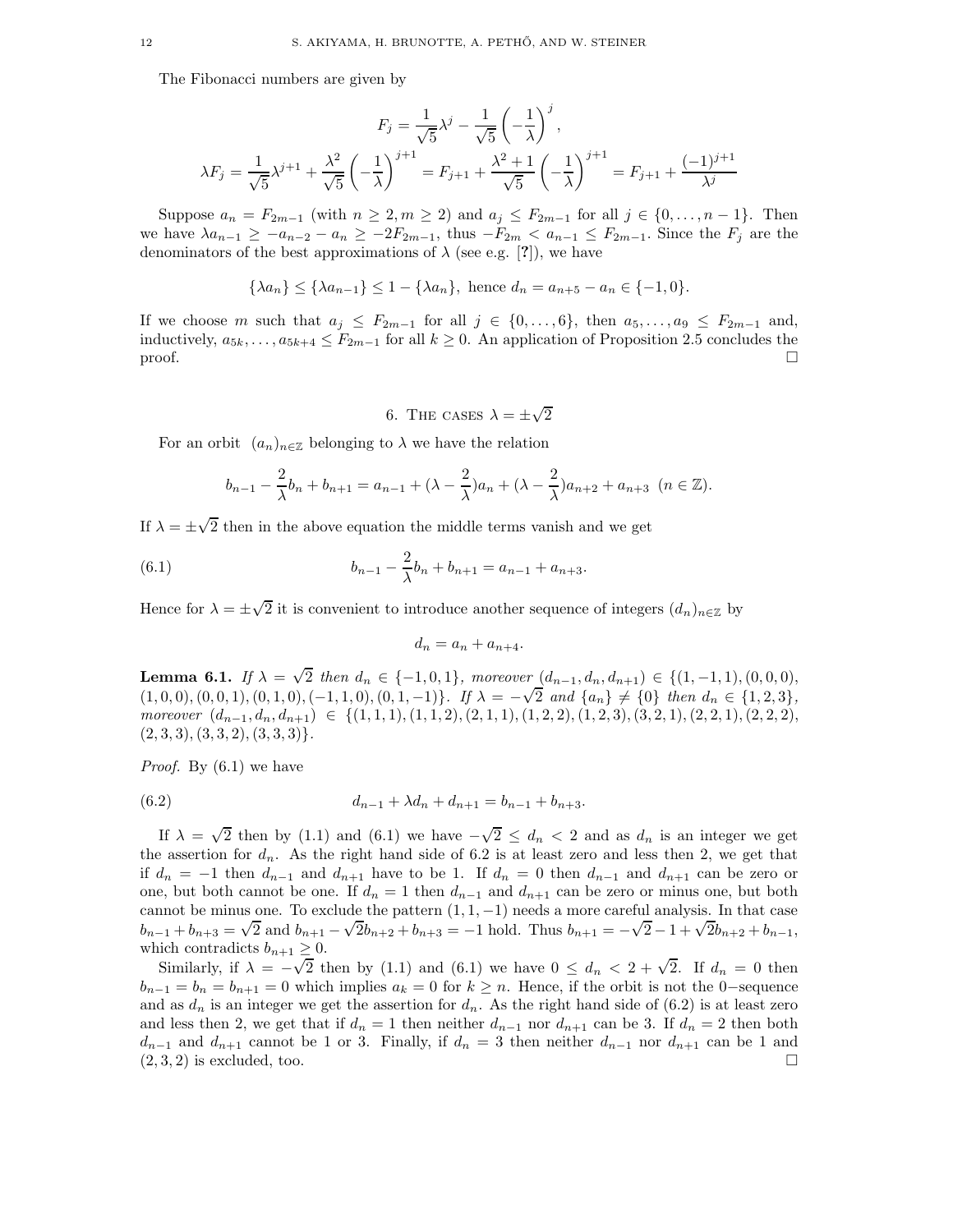The Fibonacci numbers are given by

$$F_j = \frac{1}{\sqrt{5}}\lambda^j - \frac{1}{\sqrt{5}}\left(-\frac{1}{\lambda}\right)^j,$$

$$\lambda F_j = \frac{1}{\sqrt{5}}\lambda^{j+1} + \frac{\lambda^2}{\sqrt{5}}\left(-\frac{1}{\lambda}\right)^{j+1} = F_{j+1} + \frac{\lambda^2+1}{\sqrt{5}}\left(-\frac{1}{\lambda}\right)^{j+1} = F_{j+1} + \frac{(-1)^{j+1}}{\lambda^j}$$

Suppose $a_n = F_{2m-1}$ (with $n \geq 2, m \geq 2$) and $a_j \leq F_{2m-1}$ for all $j \in \{0, \dots, n-1\}$. Then we have $\lambda a_{n-1} \geq -a_{n-2} - a_n \geq -2F_{2m-1}$, thus $-F_{2m} < a_{n-1} \leq F_{2m-1}$. Since the $F_j$ are the denominators of the best approximations of $\lambda$ (see e.g. [?]), we have

$$\{\lambda a_n\} \leq \{\lambda a_{n-1}\} \leq 1 - \{\lambda a_n\}, \text{ hence } d_n = a_{n+5} - a_n \in \{-1, 0\}.$$

If we choose $m$ such that $a_j \leq F_{2m-1}$ for all $j \in \{0, \dots, 6\}$, then $a_5, \dots, a_9 \leq F_{2m-1}$ and, inductively, $a_{5k}, \dots, a_{5k+4} \leq F_{2m-1}$ for all $k \geq 0$. An application of Proposition 2.5 concludes the proof. □

## 6. The cases $\lambda = \pm\sqrt{2}$

For an orbit $(a_n)_{n\in\mathbb{Z}}$ belonging to $\lambda$ we have the relation

$$b_{n-1} - \frac{2}{\lambda}b_n + b_{n+1} = a_{n-1} + (\lambda - \frac{2}{\lambda})a_n + (\lambda - \frac{2}{\lambda})a_{n+2} + a_{n+3} \ \ (n \in \mathbb{Z}).$$

If $\lambda = \pm\sqrt{2}$ then in the above equation the middle terms vanish and we get

$$b_{n-1} - \frac{2}{\lambda}b_n + b_{n+1} = a_{n-1} + a_{n+3}. \tag{6.1}$$

Hence for $\lambda = \pm\sqrt{2}$ it is convenient to introduce another sequence of integers $(d_n)_{n\in\mathbb{Z}}$ by

$$d_n = a_n + a_{n+4}.$$

**Lemma 6.1.** *If $\lambda = \sqrt{2}$ then $d_n \in \{-1, 0, 1\}$, moreover $(d_{n-1}, d_n, d_{n+1}) \in \{(1,-1,1), (0,0,0), (1,0,0), (0,0,1), (0,1,0), (-1,1,0), (0,1,-1)\}$. If $\lambda = -\sqrt{2}$ and $\{a_n\} \neq \{0\}$ then $d_n \in \{1,2,3\}$, moreover $(d_{n-1}, d_n, d_{n+1}) \in \{(1,1,1), (1,1,2), (2,1,1), (1,2,2), (1,2,3), (3,2,1), (2,2,1), (2,2,2), (2,3,3), (3,3,2), (3,3,3)\}$.*

*Proof.* By (6.1) we have

$$d_{n-1} + \lambda d_n + d_{n+1} = b_{n-1} + b_{n+3}. \tag{6.2}$$

If $\lambda = \sqrt{2}$ then by (1.1) and (6.1) we have $-\sqrt{2} \leq d_n < 2$ and as $d_n$ is an integer we get the assertion for $d_n$. As the right hand side of 6.2 is at least zero and less then 2, we get that if $d_n = -1$ then $d_{n-1}$ and $d_{n+1}$ have to be 1. If $d_n = 0$ then $d_{n-1}$ and $d_{n+1}$ can be zero or one, but both cannot be one. If $d_n = 1$ then $d_{n-1}$ and $d_{n+1}$ can be zero or minus one, but both cannot be minus one. To exclude the pattern $(1,1,-1)$ needs a more careful analysis. In that case $b_{n-1} + b_{n+3} = \sqrt{2}$ and $b_{n+1} - \sqrt{2}b_{n+2} + b_{n+3} = -1$ hold. Thus $b_{n+1} = -\sqrt{2} - 1 + \sqrt{2}b_{n+2} + b_{n-1}$, which contradicts $b_{n+1} \geq 0$.

Similarly, if $\lambda = -\sqrt{2}$ then by (1.1) and (6.1) we have $0 \leq d_n < 2 + \sqrt{2}$. If $d_n = 0$ then $b_{n-1} = b_n = b_{n+1} = 0$ which implies $a_k = 0$ for $k \geq n$. Hence, if the orbit is not the $0-$sequence and as $d_n$ is an integer we get the assertion for $d_n$. As the right hand side of (6.2) is at least zero and less then 2, we get that if $d_n = 1$ then neither $d_{n-1}$ nor $d_{n+1}$ can be 3. If $d_n = 2$ then both $d_{n-1}$ and $d_{n+1}$ cannot be 1 or 3. Finally, if $d_n = 3$ then neither $d_{n-1}$ nor $d_{n+1}$ can be 1 and $(2,3,2)$ is excluded, too. □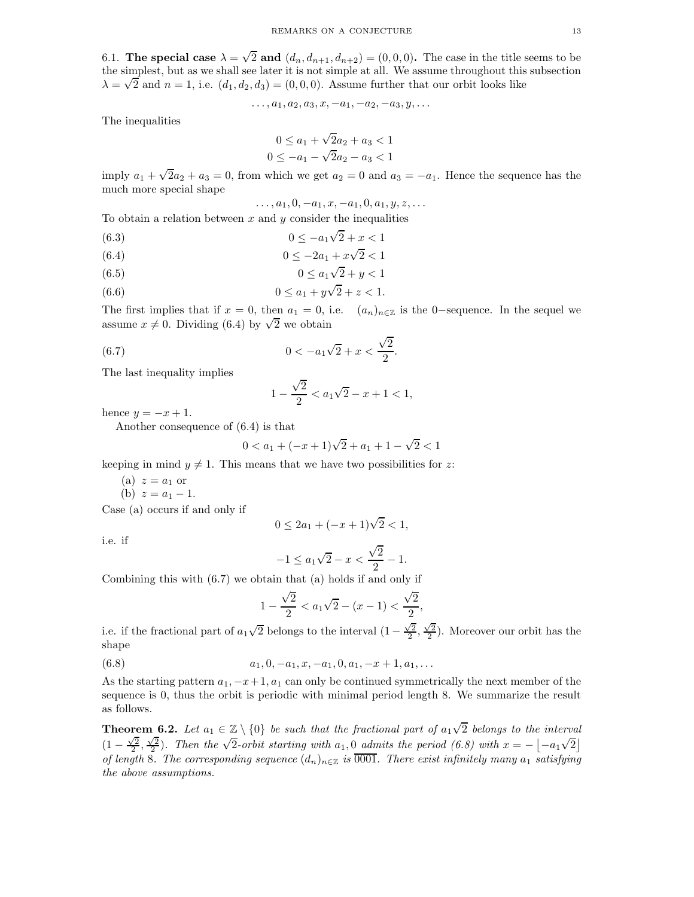6.1. **The special case $\lambda = \sqrt{2}$ and $(d_n, d_{n+1}, d_{n+2}) = (0, 0, 0)$.** The case in the title seems to be the simplest, but as we shall see later it is not simple at all. We assume throughout this subsection $\lambda = \sqrt{2}$ and $n = 1$, i.e. $(d_1, d_2, d_3) = (0, 0, 0)$. Assume further that our orbit looks like

$$\ldots, a_1, a_2, a_3, x, -a_1, -a_2, -a_3, y, \ldots$$

The inequalities

$$0 \le a_1 + \sqrt{2}a_2 + a_3 < 1$$
$$0 \le -a_1 - \sqrt{2}a_2 - a_3 < 1$$

imply $a_1 + \sqrt{2}a_2 + a_3 = 0$, from which we get $a_2 = 0$ and $a_3 = -a_1$. Hence the sequence has the much more special shape

$$\ldots, a_1, 0, -a_1, x, -a_1, 0, a_1, y, z, \ldots$$

To obtain a relation between $x$ and $y$ consider the inequalities

$$0 \le -a_1\sqrt{2} + x < 1 \tag{6.3}$$

$$0 \le -2a_1 + x\sqrt{2} < 1 \tag{6.4}$$

$$0 \le a_1\sqrt{2} + y < 1 \tag{6.5}$$

$$0 \le a_1 + y\sqrt{2} + z < 1. \tag{6.6}$$

The first implies that if $x = 0$, then $a_1 = 0$, i.e. $(a_n)_{n\in\mathbb{Z}}$ is the 0−sequence. In the sequel we assume $x \neq 0$. Dividing (6.4) by $\sqrt{2}$ we obtain

$$0 < -a_1\sqrt{2} + x < \frac{\sqrt{2}}{2}. \tag{6.7}$$

The last inequality implies

$$1 - \frac{\sqrt{2}}{2} < a_1\sqrt{2} - x + 1 < 1,$$

hence $y = -x + 1$.

Another consequence of (6.4) is that

$$0 < a_1 + (-x + 1)\sqrt{2} + a_1 + 1 - \sqrt{2} < 1$$

keeping in mind $y \neq 1$. This means that we have two possibilities for $z$:

(a) $z = a_1$ or
(b) $z = a_1 - 1$.

Case (a) occurs if and only if

$$0 \le 2a_1 + (-x + 1)\sqrt{2} < 1,$$

i.e. if

$$-1 \le a_1\sqrt{2} - x < \frac{\sqrt{2}}{2} - 1.$$

Combining this with (6.7) we obtain that (a) holds if and only if

$$1 - \frac{\sqrt{2}}{2} < a_1\sqrt{2} - (x - 1) < \frac{\sqrt{2}}{2},$$

i.e. if the fractional part of $a_1\sqrt{2}$ belongs to the interval $(1 - \frac{\sqrt{2}}{2}, \frac{\sqrt{2}}{2})$. Moreover our orbit has the shape

$$a_1, 0, -a_1, x, -a_1, 0, a_1, -x + 1, a_1, \ldots \tag{6.8}$$

As the starting pattern $a_1, -x+1, a_1$ can only be continued symmetrically the next member of the sequence is 0, thus the orbit is periodic with minimal period length 8. We summarize the result as follows.

**Theorem 6.2.** *Let $a_1 \in \mathbb{Z} \setminus \{0\}$ be such that the fractional part of $a_1\sqrt{2}$ belongs to the interval $(1 - \frac{\sqrt{2}}{2}, \frac{\sqrt{2}}{2})$. Then the $\sqrt{2}$-orbit starting with $a_1, 0$ admits the period (6.8) with $x = -\lfloor -a_1\sqrt{2} \rfloor$ of length 8. The corresponding sequence $(d_n)_{n\in\mathbb{Z}}$ is $\overline{0001}$. There exist infinitely many $a_1$ satisfying the above assumptions.*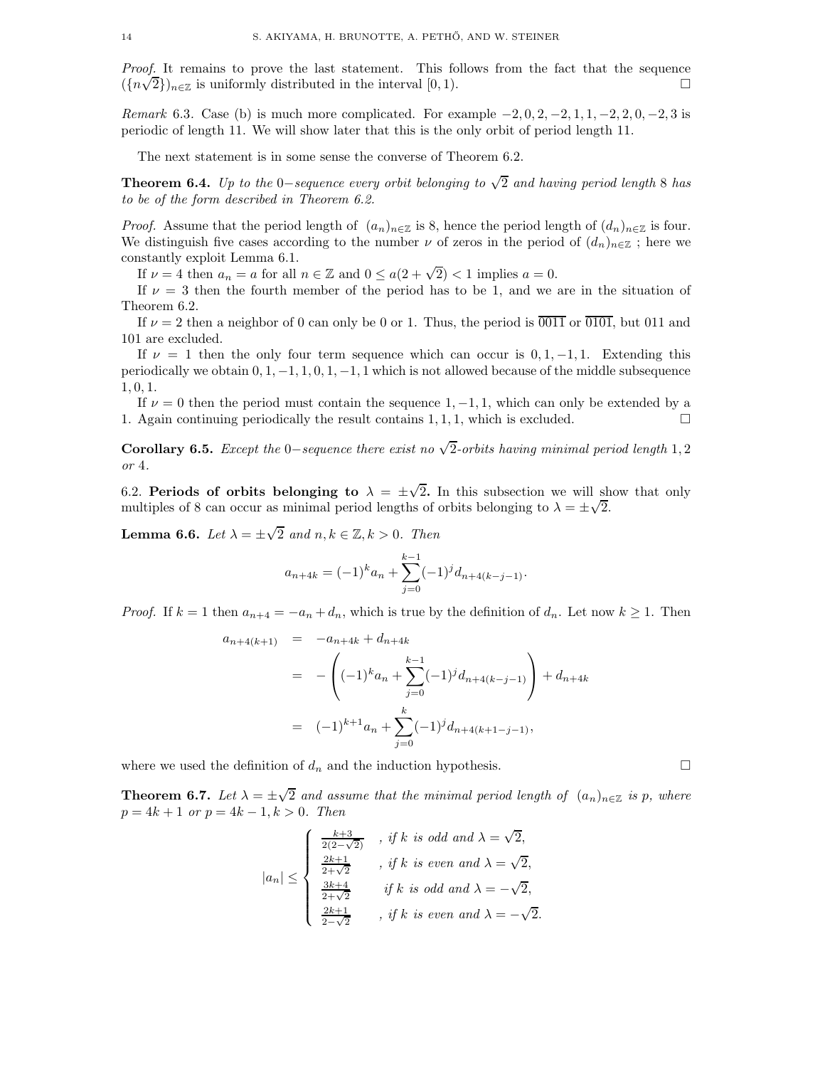*Proof.* It remains to prove the last statement. This follows from the fact that the sequence $(\{n\sqrt{2}\})_{n\in\mathbb{Z}}$ is uniformly distributed in the interval $[0,1)$. □

*Remark* 6.3. Case (b) is much more complicated. For example $-2,0,2,-2,1,1,-2,2,0,-2,3$ is periodic of length 11. We will show later that this is the only orbit of period length 11.

The next statement is in some sense the converse of Theorem 6.2.

**Theorem 6.4.** *Up to the* 0−*sequence every orbit belonging to* $\sqrt{2}$ *and having period length* 8 *has to be of the form described in Theorem 6.2.*

*Proof.* Assume that the period length of $(a_n)_{n\in\mathbb{Z}}$ is 8, hence the period length of $(d_n)_{n\in\mathbb{Z}}$ is four. We distinguish five cases according to the number $\nu$ of zeros in the period of $(d_n)_{n\in\mathbb{Z}}$ ; here we constantly exploit Lemma 6.1.

If $\nu=4$ then $a_n=a$ for all $n\in\mathbb{Z}$ and $0\le a(2+\sqrt{2})<1$ implies $a=0$.

If $\nu=3$ then the fourth member of the period has to be 1, and we are in the situation of Theorem 6.2.

If $\nu=2$ then a neighbor of 0 can only be 0 or 1. Thus, the period is $\overline{0011}$ or $\overline{0101}$, but 011 and 101 are excluded.

If $\nu=1$ then the only four term sequence which can occur is $0,1,-1,1$. Extending this periodically we obtain $0,1,-1,1,0,1,-1,1$ which is not allowed because of the middle subsequence $1,0,1$.

If $\nu=0$ then the period must contain the sequence $1,-1,1$, which can only be extended by a 1. Again continuing periodically the result contains $1,1,1$, which is excluded. □

**Corollary 6.5.** *Except the* 0−*sequence there exist no* $\sqrt{2}$*-orbits having minimal period length* 1, 2 *or* 4.

6.2. **Periods of orbits belonging to** $\lambda=\pm\sqrt{2}$**.** In this subsection we will show that only multiples of 8 can occur as minimal period lengths of orbits belonging to $\lambda=\pm\sqrt{2}$.

**Lemma 6.6.** *Let* $\lambda=\pm\sqrt{2}$ *and* $n,k\in\mathbb{Z},k>0$. *Then*

$$a_{n+4k}=(-1)^k a_n+\sum_{j=0}^{k-1}(-1)^j d_{n+4(k-j-1)}.$$

*Proof.* If $k=1$ then $a_{n+4}=-a_n+d_n$, which is true by the definition of $d_n$. Let now $k\ge 1$. Then

$$\begin{aligned}
a_{n+4(k+1)} &= -a_{n+4k}+d_{n+4k}\\
&= -\left((-1)^k a_n+\sum_{j=0}^{k-1}(-1)^j d_{n+4(k-j-1)}\right)+d_{n+4k}\\
&= (-1)^{k+1}a_n+\sum_{j=0}^{k}(-1)^j d_{n+4(k+1-j-1)},
\end{aligned}$$

where we used the definition of $d_n$ and the induction hypothesis. □

**Theorem 6.7.** *Let* $\lambda=\pm\sqrt{2}$ *and assume that the minimal period length of* $(a_n)_{n\in\mathbb{Z}}$ *is* $p$, *where* $p=4k+1$ *or* $p=4k-1$, $k>0$. *Then*

$$|a_n|\le\begin{cases}\frac{k+3}{2(2-\sqrt{2})} & \text{, if } k \text{ is odd and } \lambda=\sqrt{2},\\ \frac{2k+1}{2+\sqrt{2}} & \text{, if } k \text{ is even and } \lambda=\sqrt{2},\\ \frac{3k+4}{2+\sqrt{2}} & \text{ if } k \text{ is odd and } \lambda=-\sqrt{2},\\ \frac{2k+1}{2-\sqrt{2}} & \text{, if } k \text{ is even and } \lambda=-\sqrt{2}.\end{cases}$$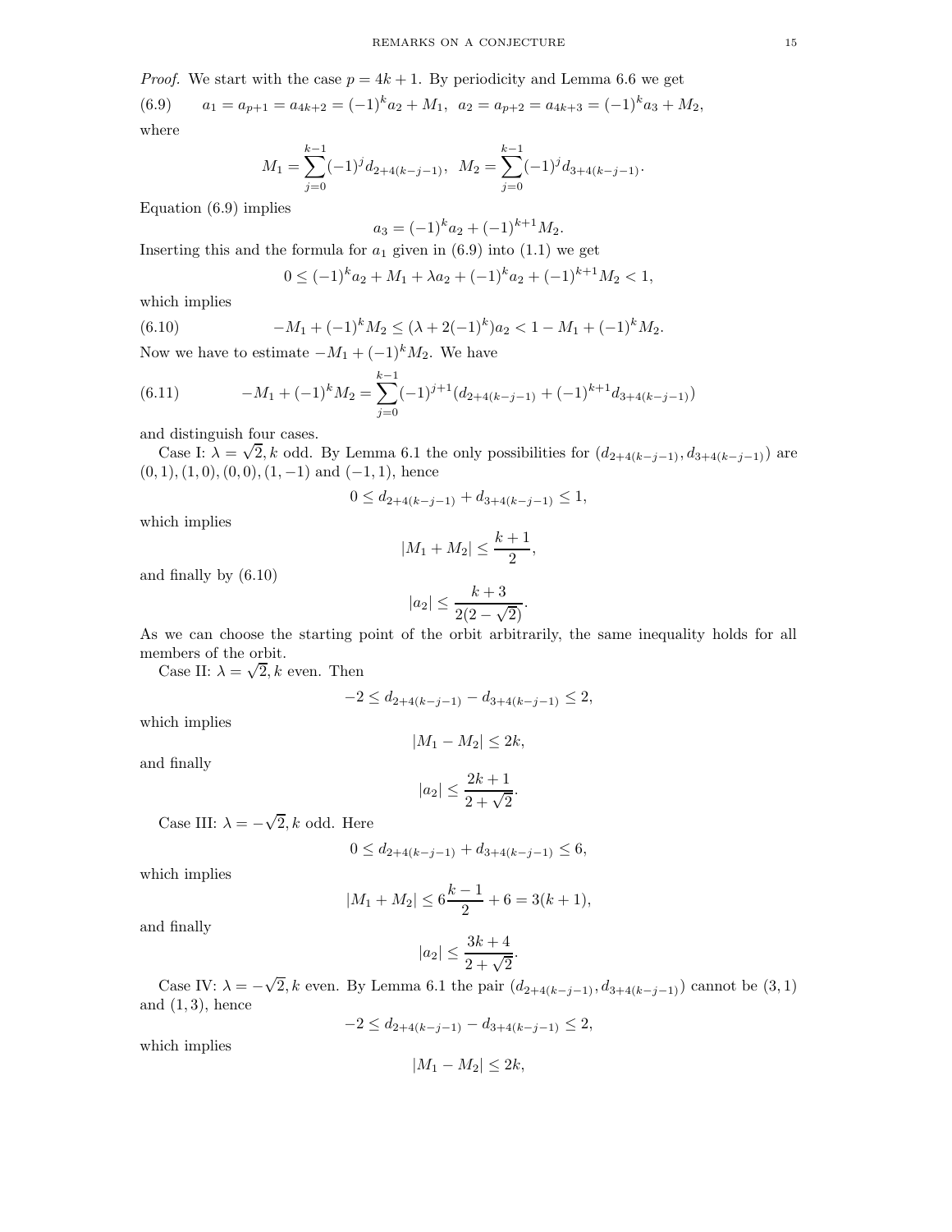*Proof.* We start with the case $p = 4k+1$. By periodicity and Lemma 6.6 we get

$$a_1 = a_{p+1} = a_{4k+2} = (-1)^k a_2 + M_1, \ \ a_2 = a_{p+2} = a_{4k+3} = (-1)^k a_3 + M_2, \tag{6.9}$$

where

$$M_1 = \sum_{j=0}^{k-1} (-1)^j d_{2+4(k-j-1)}, \ \ M_2 = \sum_{j=0}^{k-1} (-1)^j d_{3+4(k-j-1)}.$$

Equation (6.9) implies

$$a_3 = (-1)^k a_2 + (-1)^{k+1} M_2.$$

Inserting this and the formula for $a_1$ given in (6.9) into (1.1) we get

$$0 \le (-1)^k a_2 + M_1 + \lambda a_2 + (-1)^k a_2 + (-1)^{k+1} M_2 < 1,$$

which implies

$$-M_1 + (-1)^k M_2 \le (\lambda + 2(-1)^k) a_2 < 1 - M_1 + (-1)^k M_2. \tag{6.10}$$

Now we have to estimate $-M_1 + (-1)^k M_2$. We have

$$-M_1 + (-1)^k M_2 = \sum_{j=0}^{k-1} (-1)^{j+1} (d_{2+4(k-j-1)} + (-1)^{k+1} d_{3+4(k-j-1)}) \tag{6.11}$$

and distinguish four cases.

Case I: $\lambda = \sqrt{2}, k$ odd. By Lemma 6.1 the only possibilities for $(d_{2+4(k-j-1)}, d_{3+4(k-j-1)})$ are $(0,1), (1,0), (0,0), (1,-1)$ and $(-1,1)$, hence

$$0 \le d_{2+4(k-j-1)} + d_{3+4(k-j-1)} \le 1,$$

which implies

$$|M_1 + M_2| \le \frac{k+1}{2},$$

and finally by (6.10)

$$|a_2| \le \frac{k+3}{2(2-\sqrt{2})}.$$

As we can choose the starting point of the orbit arbitrarily, the same inequality holds for all members of the orbit.

Case II: $\lambda = \sqrt{2}, k$ even. Then

$$-2 \le d_{2+4(k-j-1)} - d_{3+4(k-j-1)} \le 2,$$

which implies

$$|M_1 - M_2| \le 2k,$$

and finally

$$|a_2| \le \frac{2k+1}{2+\sqrt{2}}.$$

Case III: $\lambda = -\sqrt{2}, k$ odd. Here

$$0 \le d_{2+4(k-j-1)} + d_{3+4(k-j-1)} \le 6,$$

which implies

$$|M_1 + M_2| \le 6\frac{k-1}{2} + 6 = 3(k+1),$$

and finally

$$|a_2| \le \frac{3k+4}{2+\sqrt{2}}.$$

Case IV: $\lambda = -\sqrt{2}, k$ even. By Lemma 6.1 the pair $(d_{2+4(k-j-1)}, d_{3+4(k-j-1)})$ cannot be $(3,1)$ and $(1,3)$, hence

$$-2 \le d_{2+4(k-j-1)} - d_{3+4(k-j-1)} \le 2,$$

which implies

$$|M_1 - M_2| \le 2k,$$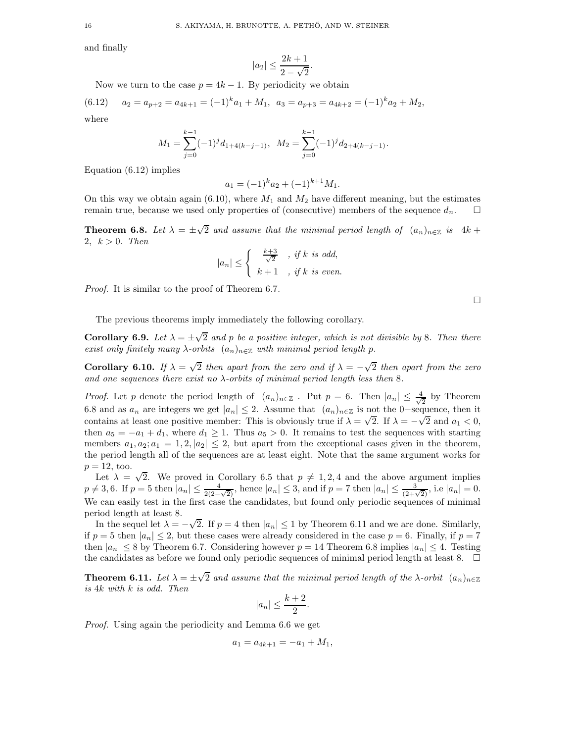and finally

$$|a_2| \leq \frac{2k+1}{2-\sqrt{2}}.$$

Now we turn to the case $p = 4k-1$. By periodicity we obtain

$$a_2 = a_{p+2} = a_{4k+1} = (-1)^k a_1 + M_1, \quad a_3 = a_{p+3} = a_{4k+2} = (-1)^k a_2 + M_2, \tag{6.12}$$

where

$$M_1 = \sum_{j=0}^{k-1} (-1)^j d_{1+4(k-j-1)}, \quad M_2 = \sum_{j=0}^{k-1} (-1)^j d_{2+4(k-j-1)}.$$

Equation (6.12) implies

$$a_1 = (-1)^k a_2 + (-1)^{k+1} M_1.$$

On this way we obtain again (6.10), where $M_1$ and $M_2$ have different meaning, but the estimates remain true, because we used only properties of (consecutive) members of the sequence $d_n$. □

**Theorem 6.8.** *Let $\lambda = \pm\sqrt{2}$ and assume that the minimal period length of $(a_n)_{n\in\mathbb{Z}}$ is $4k+2$, $k > 0$. Then*

$$|a_n| \leq \begin{cases} \frac{k+3}{\sqrt{2}} & , \text{ if } k \text{ is odd}, \\ k+1 & , \text{ if } k \text{ is even}. \end{cases}$$

*Proof.* It is similar to the proof of Theorem 6.7. □

The previous theorems imply immediately the following corollary.

**Corollary 6.9.** *Let $\lambda = \pm\sqrt{2}$ and $p$ be a positive integer, which is not divisible by 8. Then there exist only finitely many $\lambda$-orbits $(a_n)_{n\in\mathbb{Z}}$ with minimal period length $p$.*

**Corollary 6.10.** *If $\lambda = \sqrt{2}$ then apart from the zero and if $\lambda = -\sqrt{2}$ then apart from the zero and one sequences there exist no $\lambda$-orbits of minimal period length less then 8.*

*Proof.* Let $p$ denote the period length of $(a_n)_{n\in\mathbb{Z}}$. Put $p = 6$. Then $|a_n| \leq \frac{4}{\sqrt{2}}$ by Theorem 6.8 and as $a_n$ are integers we get $|a_n| \leq 2$. Assume that $(a_n)_{n\in\mathbb{Z}}$ is not the 0−sequence, then it contains at least one positive member: This is obviously true if $\lambda = \sqrt{2}$. If $\lambda = -\sqrt{2}$ and $a_1 < 0$, then $a_5 = -a_1 + d_1$, where $d_1 \geq 1$. Thus $a_5 > 0$. It remains to test the sequences with starting members $a_1, a_2; a_1 = 1, 2, |a_2| \leq 2$, but apart from the exceptional cases given in the theorem, the period length all of the sequences are at least eight. Note that the same argument works for $p = 12$, too.

Let $\lambda = \sqrt{2}$. We proved in Corollary 6.5 that $p \neq 1, 2, 4$ and the above argument implies $p \neq 3, 6$. If $p = 5$ then $|a_n| \leq \frac{4}{2(2-\sqrt{2})}$, hence $|a_n| \leq 3$, and if $p = 7$ then $|a_n| \leq \frac{3}{(2+\sqrt{2})}$, i.e $|a_n| = 0$. We can easily test in the first case the candidates, but found only periodic sequences of minimal period length at least 8.

In the sequel let $\lambda = -\sqrt{2}$. If $p = 4$ then $|a_n| \leq 1$ by Theorem 6.11 and we are done. Similarly, if $p = 5$ then $|a_n| \leq 2$, but these cases were already considered in the case $p = 6$. Finally, if $p = 7$ then $|a_n| \leq 8$ by Theorem 6.7. Considering however $p = 14$ Theorem 6.8 implies $|a_n| \leq 4$. Testing the candidates as before we found only periodic sequences of minimal period length at least 8. □

**Theorem 6.11.** *Let $\lambda = \pm\sqrt{2}$ and assume that the minimal period length of the $\lambda$-orbit $(a_n)_{n\in\mathbb{Z}}$ is $4k$ with $k$ is odd. Then*

$$|a_n| \leq \frac{k+2}{2}.$$

*Proof.* Using again the periodicity and Lemma 6.6 we get

$$a_1 = a_{4k+1} = -a_1 + M_1,$$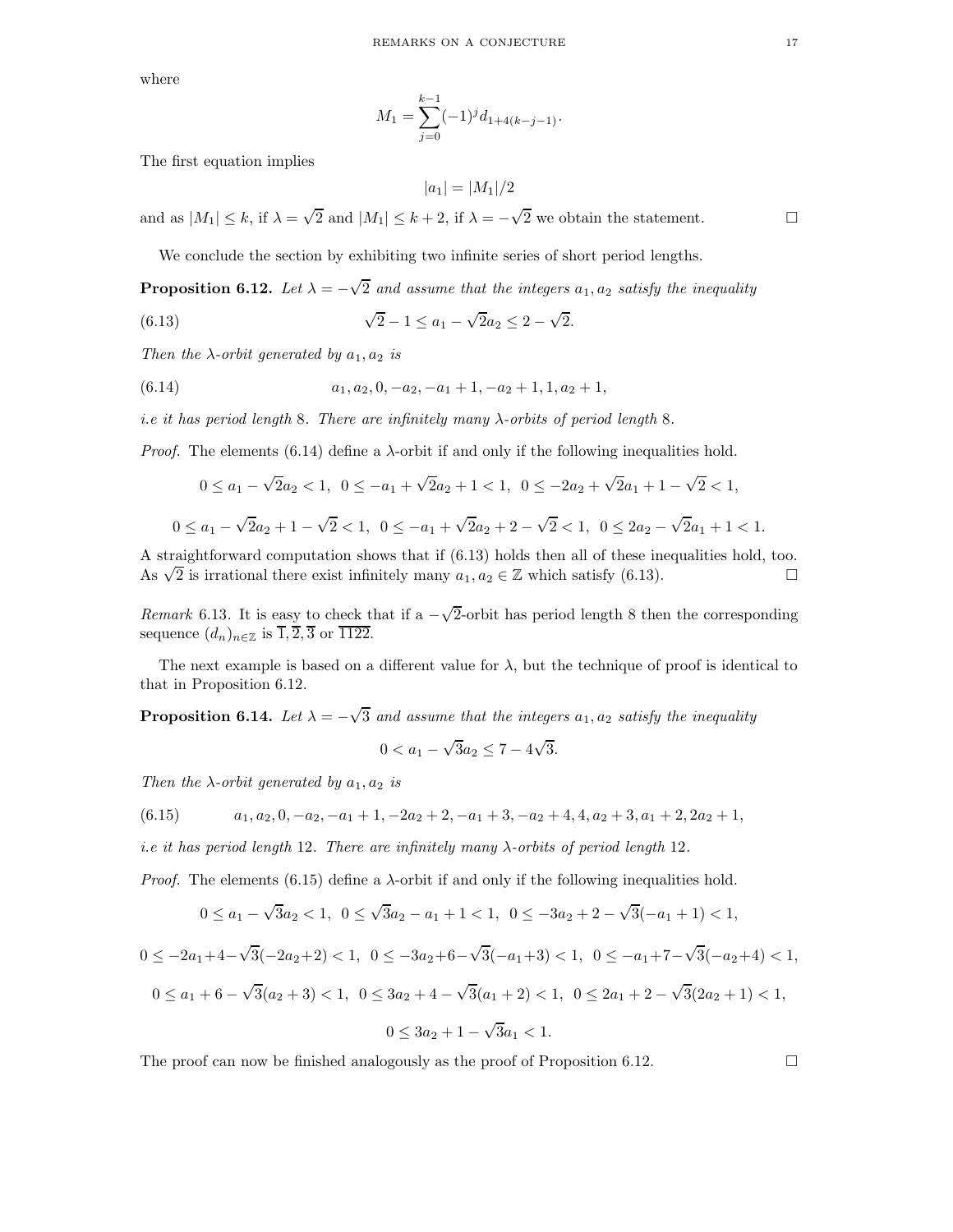where

$$M_1 = \sum_{j=0}^{k-1} (-1)^j d_{1+4(k-j-1)}.$$

The first equation implies

$$|a_1| = |M_1|/2$$

and as $|M_1| \le k$, if $\lambda = \sqrt{2}$ and $|M_1| \le k+2$, if $\lambda = -\sqrt{2}$ we obtain the statement. □

We conclude the section by exhibiting two infinite series of short period lengths.

**Proposition 6.12.** *Let $\lambda = -\sqrt{2}$ and assume that the integers $a_1, a_2$ satisfy the inequality*

$$\sqrt{2} - 1 \le a_1 - \sqrt{2}a_2 \le 2 - \sqrt{2}. \tag{6.13}$$

*Then the $\lambda$-orbit generated by $a_1, a_2$ is*

$$a_1, a_2, 0, -a_2, -a_1 + 1, -a_2 + 1, 1, a_2 + 1, \tag{6.14}$$

*i.e it has period length 8. There are infinitely many $\lambda$-orbits of period length 8.*

*Proof.* The elements (6.14) define a $\lambda$-orbit if and only if the following inequalities hold.

$$0 \le a_1 - \sqrt{2}a_2 < 1, \;\; 0 \le -a_1 + \sqrt{2}a_2 + 1 < 1, \;\; 0 \le -2a_2 + \sqrt{2}a_1 + 1 - \sqrt{2} < 1,$$

$$0 \le a_1 - \sqrt{2}a_2 + 1 - \sqrt{2} < 1, \;\; 0 \le -a_1 + \sqrt{2}a_2 + 2 - \sqrt{2} < 1, \;\; 0 \le 2a_2 - \sqrt{2}a_1 + 1 < 1.$$

A straightforward computation shows that if (6.13) holds then all of these inequalities hold, too. As $\sqrt{2}$ is irrational there exist infinitely many $a_1, a_2 \in \mathbb{Z}$ which satisfy (6.13). □

*Remark* 6.13. It is easy to check that if a $-\sqrt{2}$-orbit has period length 8 then the corresponding sequence $(d_n)_{n\in\mathbb{Z}}$ is $\overline{1}, \overline{2}, \overline{3}$ or $\overline{1122}$.

The next example is based on a different value for $\lambda$, but the technique of proof is identical to that in Proposition 6.12.

**Proposition 6.14.** *Let $\lambda = -\sqrt{3}$ and assume that the integers $a_1, a_2$ satisfy the inequality*

$$0 < a_1 - \sqrt{3}a_2 \le 7 - 4\sqrt{3}.$$

*Then the $\lambda$-orbit generated by $a_1, a_2$ is*

$$a_1, a_2, 0, -a_2, -a_1 + 1, -2a_2 + 2, -a_1 + 3, -a_2 + 4, 4, a_2 + 3, a_1 + 2, 2a_2 + 1, \tag{6.15}$$

*i.e it has period length 12. There are infinitely many $\lambda$-orbits of period length 12.*

*Proof.* The elements (6.15) define a $\lambda$-orbit if and only if the following inequalities hold.

$$0 \le a_1 - \sqrt{3}a_2 < 1, \;\; 0 \le \sqrt{3}a_2 - a_1 + 1 < 1, \;\; 0 \le -3a_2 + 2 - \sqrt{3}(-a_1 + 1) < 1,$$

$$0 \le -2a_1 + 4 - \sqrt{3}(-2a_2 + 2) < 1, \;\; 0 \le -3a_2 + 6 - \sqrt{3}(-a_1 + 3) < 1, \;\; 0 \le -a_1 + 7 - \sqrt{3}(-a_2 + 4) < 1,$$

$$0 \le a_1 + 6 - \sqrt{3}(a_2 + 3) < 1, \;\; 0 \le 3a_2 + 4 - \sqrt{3}(a_1 + 2) < 1, \;\; 0 \le 2a_1 + 2 - \sqrt{3}(2a_2 + 1) < 1,$$

$$0 \le 3a_2 + 1 - \sqrt{3}a_1 < 1.$$

The proof can now be finished analogously as the proof of Proposition 6.12. □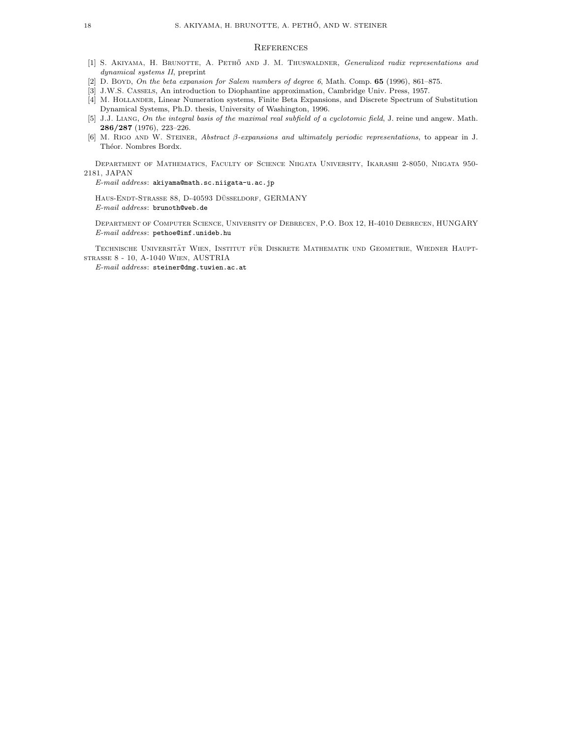## References

[1] S. Akiyama, H. Brunotte, A. Pethő and J. M. Thuswaldner, *Generalized radix representations and dynamical systems II*, preprint

[2] D. Boyd, *On the beta expansion for Salem numbers of degree 6*, Math. Comp. **65** (1996), 861–875.

[3] J.W.S. Cassels, An introduction to Diophantine approximation, Cambridge Univ. Press, 1957.

[4] M. Hollander, Linear Numeration systems, Finite Beta Expansions, and Discrete Spectrum of Substitution Dynamical Systems, Ph.D. thesis, University of Washington, 1996.

[5] J.J. Liang, *On the integral basis of the maximal real subfield of a cyclotomic field*, J. reine und angew. Math. **286/287** (1976), 223–226.

[6] M. Rigo and W. Steiner, *Abstract $\beta$-expansions and ultimately periodic representations*, to appear in J. Théor. Nombres Bordx.

Department of Mathematics, Faculty of Science Niigata University, Ikarashi 2-8050, Niigata 950-2181, JAPAN

*E-mail address*: akiyama@math.sc.niigata-u.ac.jp

Haus-Endt-Strasse 88, D-40593 Düsseldorf, GERMANY

*E-mail address*: brunoth@web.de

Department of Computer Science, University of Debrecen, P.O. Box 12, H-4010 Debrecen, HUNGARY

*E-mail address*: pethoe@inf.unideb.hu

Technische Universität Wien, Institut für Diskrete Mathematik und Geometrie, Wiedner Hauptstrasse 8 - 10, A-1040 Wien, AUSTRIA

*E-mail address*: steiner@dmg.tuwien.ac.at